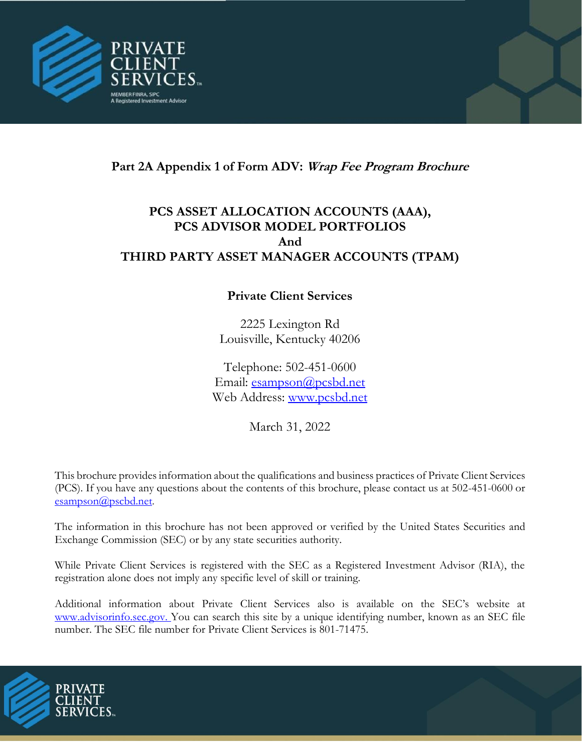PRIVATE CLIENT SERVICES

MEMBER FINRA, SIPC
A Registered Investment Advisor

**Part 2A Appendix 1 of Form ADV:** ***Wrap Fee Program Brochure***

# PCS ASSET ALLOCATION ACCOUNTS (AAA), PCS ADVISOR MODEL PORTFOLIOS And THIRD PARTY ASSET MANAGER ACCOUNTS (TPAM)

## Private Client Services

2225 Lexington Rd
Louisville, Kentucky 40206

Telephone: 502-451-0600
Email: esampson@pcsbd.net
Web Address: www.pcsbd.net

March 31, 2022

This brochure provides information about the qualifications and business practices of Private Client Services (PCS). If you have any questions about the contents of this brochure, please contact us at 502-451-0600 or esampson@pscbd.net.

The information in this brochure has not been approved or verified by the United States Securities and Exchange Commission (SEC) or by any state securities authority.

While Private Client Services is registered with the SEC as a Registered Investment Advisor (RIA), the registration alone does not imply any specific level of skill or training.

Additional information about Private Client Services also is available on the SEC's website at www.advisorinfo.sec.gov. You can search this site by a unique identifying number, known as an SEC file number. The SEC file number for Private Client Services is 801-71475.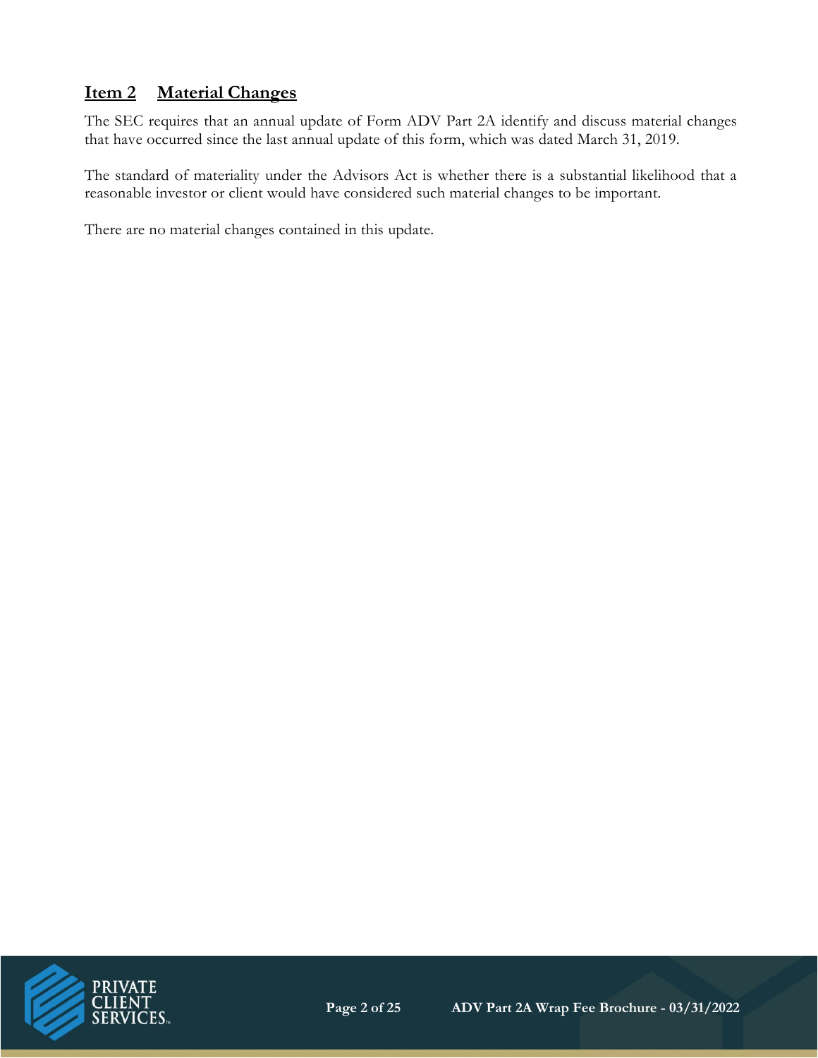## Item 2 Material Changes

The SEC requires that an annual update of Form ADV Part 2A identify and discuss material changes that have occurred since the last annual update of this form, which was dated March 31, 2019.

The standard of materiality under the Advisors Act is whether there is a substantial likelihood that a reasonable investor or client would have considered such material changes to be important.

There are no material changes contained in this update.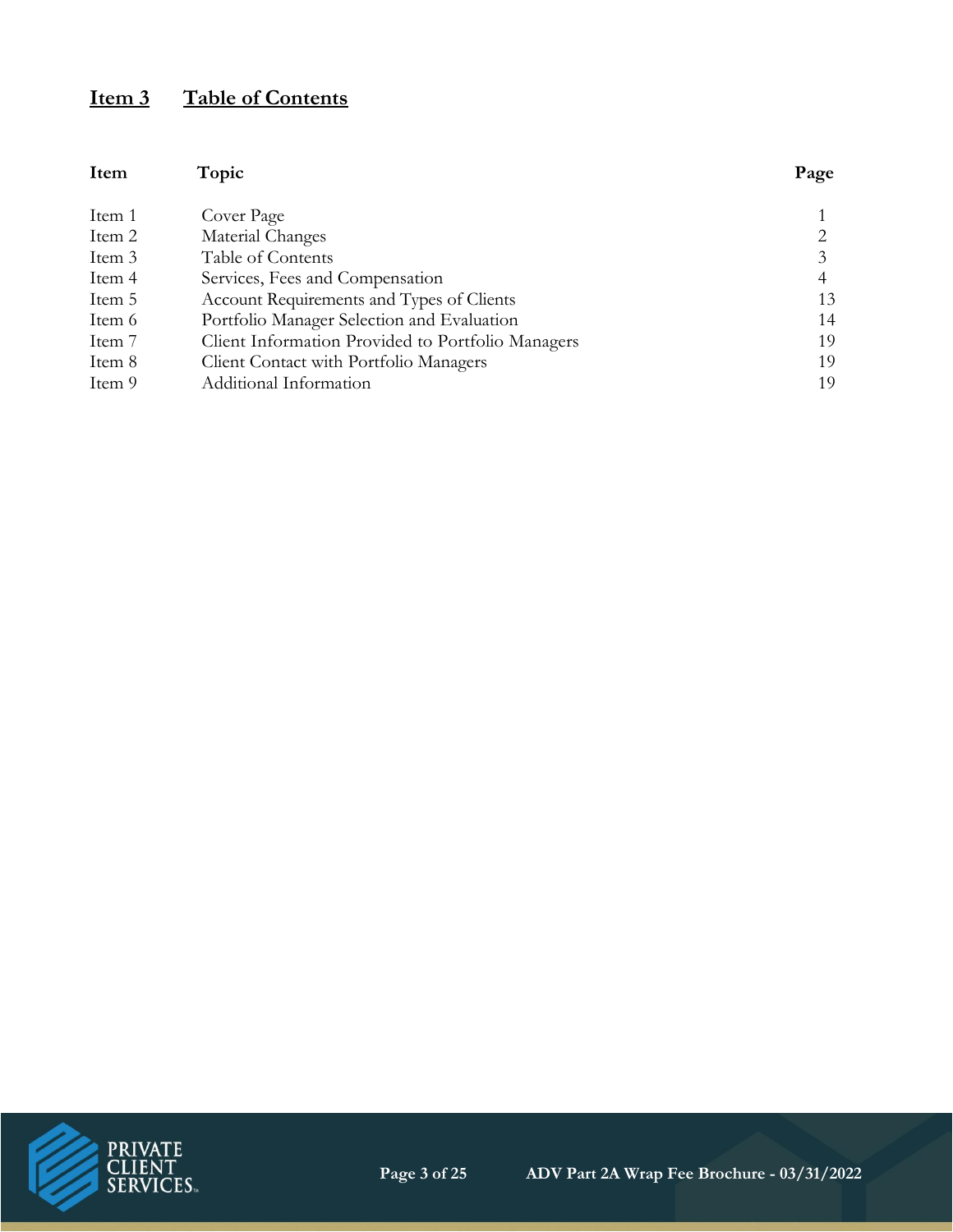## Item 3 Table of Contents

| Item | Topic | Page |
|---|---|---|
| Item 1 | Cover Page | 1 |
| Item 2 | Material Changes | 2 |
| Item 3 | Table of Contents | 3 |
| Item 4 | Services, Fees and Compensation | 4 |
| Item 5 | Account Requirements and Types of Clients | 13 |
| Item 6 | Portfolio Manager Selection and Evaluation | 14 |
| Item 7 | Client Information Provided to Portfolio Managers | 19 |
| Item 8 | Client Contact with Portfolio Managers | 19 |
| Item 9 | Additional Information | 19 |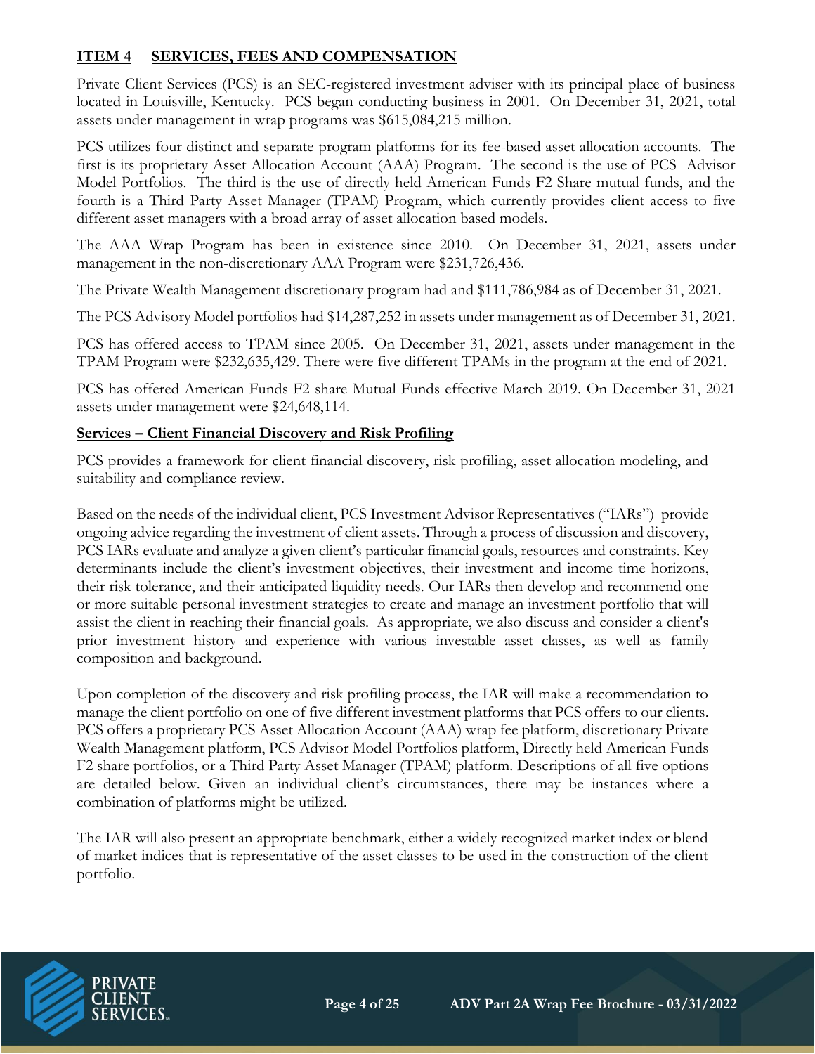## ITEM 4 SERVICES, FEES AND COMPENSATION

Private Client Services (PCS) is an SEC-registered investment adviser with its principal place of business located in Louisville, Kentucky. PCS began conducting business in 2001. On December 31, 2021, total assets under management in wrap programs was $615,084,215 million.

PCS utilizes four distinct and separate program platforms for its fee-based asset allocation accounts. The first is its proprietary Asset Allocation Account (AAA) Program. The second is the use of PCS Advisor Model Portfolios. The third is the use of directly held American Funds F2 Share mutual funds, and the fourth is a Third Party Asset Manager (TPAM) Program, which currently provides client access to five different asset managers with a broad array of asset allocation based models.

The AAA Wrap Program has been in existence since 2010. On December 31, 2021, assets under management in the non-discretionary AAA Program were $231,726,436.

The Private Wealth Management discretionary program had and $111,786,984 as of December 31, 2021.

The PCS Advisory Model portfolios had $14,287,252 in assets under management as of December 31, 2021.

PCS has offered access to TPAM since 2005. On December 31, 2021, assets under management in the TPAM Program were $232,635,429. There were five different TPAMs in the program at the end of 2021.

PCS has offered American Funds F2 share Mutual Funds effective March 2019. On December 31, 2021 assets under management were $24,648,114.

### Services – Client Financial Discovery and Risk Profiling

PCS provides a framework for client financial discovery, risk profiling, asset allocation modeling, and suitability and compliance review.

Based on the needs of the individual client, PCS Investment Advisor Representatives ("IARs") provide ongoing advice regarding the investment of client assets. Through a process of discussion and discovery, PCS IARs evaluate and analyze a given client's particular financial goals, resources and constraints. Key determinants include the client's investment objectives, their investment and income time horizons, their risk tolerance, and their anticipated liquidity needs. Our IARs then develop and recommend one or more suitable personal investment strategies to create and manage an investment portfolio that will assist the client in reaching their financial goals. As appropriate, we also discuss and consider a client's prior investment history and experience with various investable asset classes, as well as family composition and background.

Upon completion of the discovery and risk profiling process, the IAR will make a recommendation to manage the client portfolio on one of five different investment platforms that PCS offers to our clients. PCS offers a proprietary PCS Asset Allocation Account (AAA) wrap fee platform, discretionary Private Wealth Management platform, PCS Advisor Model Portfolios platform, Directly held American Funds F2 share portfolios, or a Third Party Asset Manager (TPAM) platform. Descriptions of all five options are detailed below. Given an individual client's circumstances, there may be instances where a combination of platforms might be utilized.

The IAR will also present an appropriate benchmark, either a widely recognized market index or blend of market indices that is representative of the asset classes to be used in the construction of the client portfolio.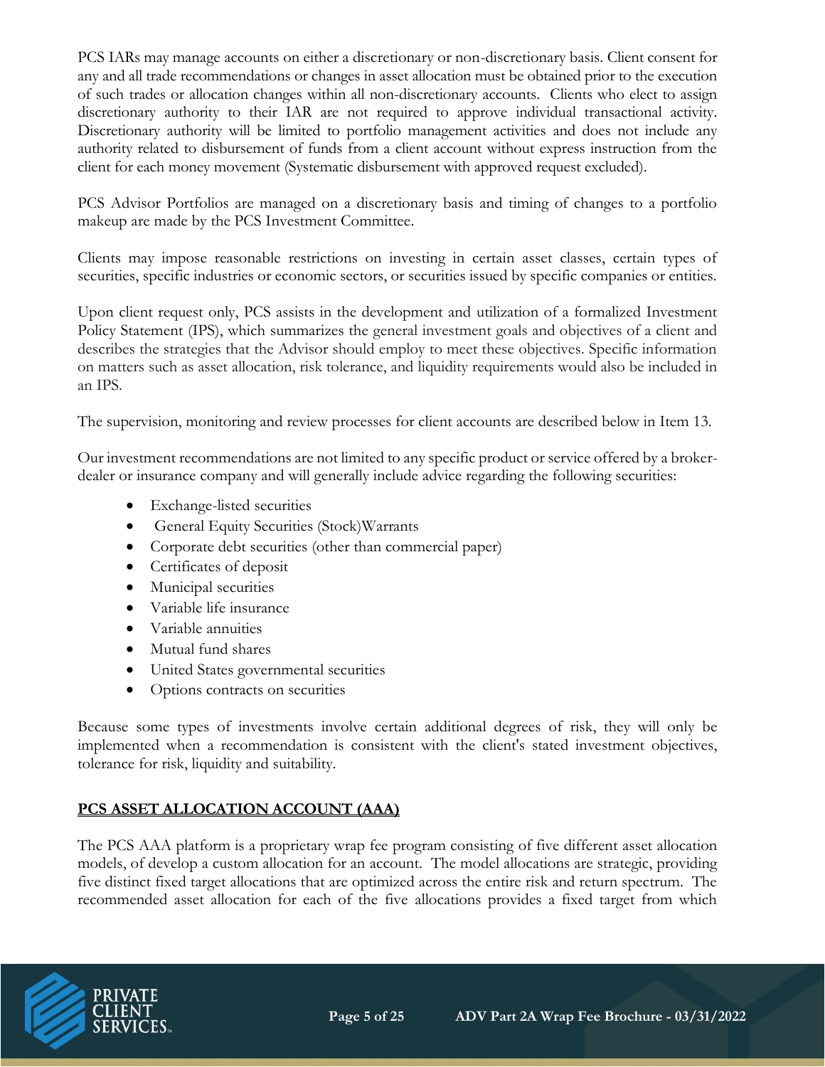PCS IARs may manage accounts on either a discretionary or non-discretionary basis. Client consent for any and all trade recommendations or changes in asset allocation must be obtained prior to the execution of such trades or allocation changes within all non-discretionary accounts. Clients who elect to assign discretionary authority to their IAR are not required to approve individual transactional activity. Discretionary authority will be limited to portfolio management activities and does not include any authority related to disbursement of funds from a client account without express instruction from the client for each money movement (Systematic disbursement with approved request excluded).

PCS Advisor Portfolios are managed on a discretionary basis and timing of changes to a portfolio makeup are made by the PCS Investment Committee.

Clients may impose reasonable restrictions on investing in certain asset classes, certain types of securities, specific industries or economic sectors, or securities issued by specific companies or entities.

Upon client request only, PCS assists in the development and utilization of a formalized Investment Policy Statement (IPS), which summarizes the general investment goals and objectives of a client and describes the strategies that the Advisor should employ to meet these objectives. Specific information on matters such as asset allocation, risk tolerance, and liquidity requirements would also be included in an IPS.

The supervision, monitoring and review processes for client accounts are described below in Item 13.

Our investment recommendations are not limited to any specific product or service offered by a broker-dealer or insurance company and will generally include advice regarding the following securities:

- Exchange-listed securities
- General Equity Securities (Stock)Warrants
- Corporate debt securities (other than commercial paper)
- Certificates of deposit
- Municipal securities
- Variable life insurance
- Variable annuities
- Mutual fund shares
- United States governmental securities
- Options contracts on securities

Because some types of investments involve certain additional degrees of risk, they will only be implemented when a recommendation is consistent with the client's stated investment objectives, tolerance for risk, liquidity and suitability.

**PCS ASSET ALLOCATION ACCOUNT (AAA)**

The PCS AAA platform is a proprietary wrap fee program consisting of five different asset allocation models, of develop a custom allocation for an account. The model allocations are strategic, providing five distinct fixed target allocations that are optimized across the entire risk and return spectrum. The recommended asset allocation for each of the five allocations provides a fixed target from which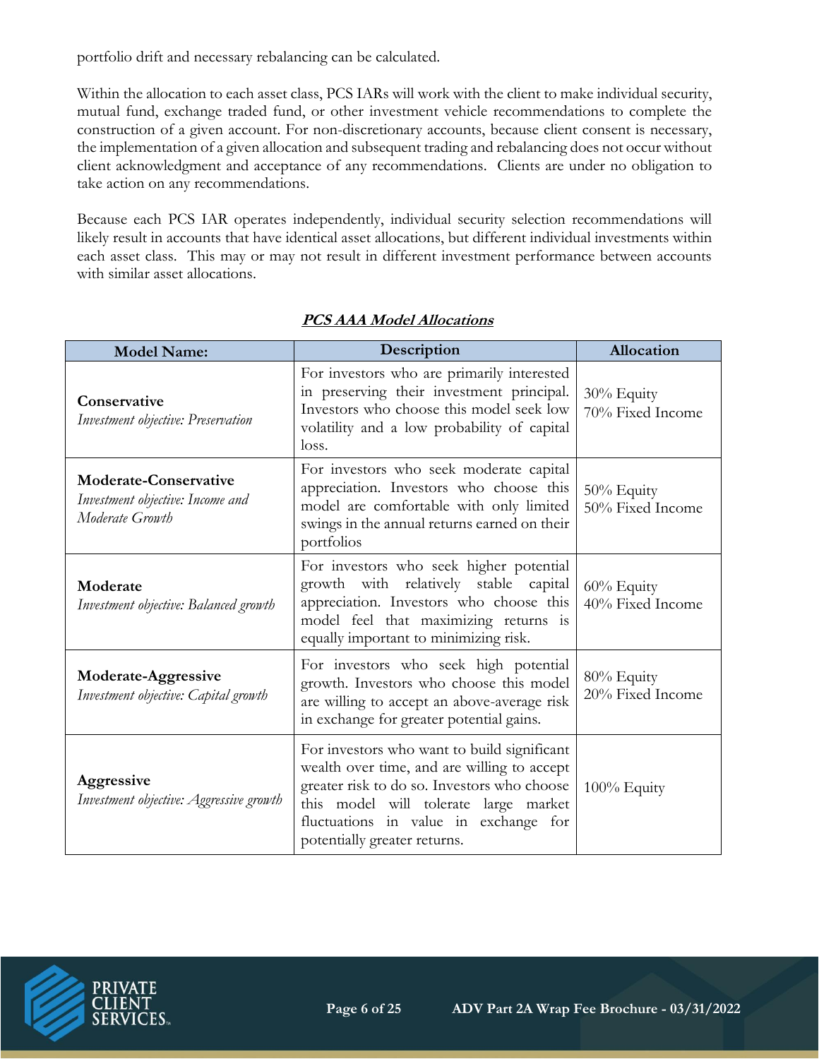portfolio drift and necessary rebalancing can be calculated.

Within the allocation to each asset class, PCS IARs will work with the client to make individual security, mutual fund, exchange traded fund, or other investment vehicle recommendations to complete the construction of a given account. For non-discretionary accounts, because client consent is necessary, the implementation of a given allocation and subsequent trading and rebalancing does not occur without client acknowledgment and acceptance of any recommendations. Clients are under no obligation to take action on any recommendations.

Because each PCS IAR operates independently, individual security selection recommendations will likely result in accounts that have identical asset allocations, but different individual investments within each asset class. This may or may not result in different investment performance between accounts with similar asset allocations.

**PCS AAA Model Allocations**

| Model Name: | Description | Allocation |
|---|---|---|
| **Conservative**<br>*Investment objective: Preservation* | For investors who are primarily interested in preserving their investment principal. Investors who choose this model seek low volatility and a low probability of capital loss. | 30% Equity<br>70% Fixed Income |
| **Moderate-Conservative**<br>*Investment objective: Income and Moderate Growth* | For investors who seek moderate capital appreciation. Investors who choose this model are comfortable with only limited swings in the annual returns earned on their portfolios | 50% Equity<br>50% Fixed Income |
| **Moderate**<br>*Investment objective: Balanced growth* | For investors who seek higher potential growth with relatively stable capital appreciation. Investors who choose this model feel that maximizing returns is equally important to minimizing risk. | 60% Equity<br>40% Fixed Income |
| **Moderate-Aggressive**<br>*Investment objective: Capital growth* | For investors who seek high potential growth. Investors who choose this model are willing to accept an above-average risk in exchange for greater potential gains. | 80% Equity<br>20% Fixed Income |
| **Aggressive**<br>*Investment objective: Aggressive growth* | For investors who want to build significant wealth over time, and are willing to accept greater risk to do so. Investors who choose this model will tolerate large market fluctuations in value in exchange for potentially greater returns. | 100% Equity |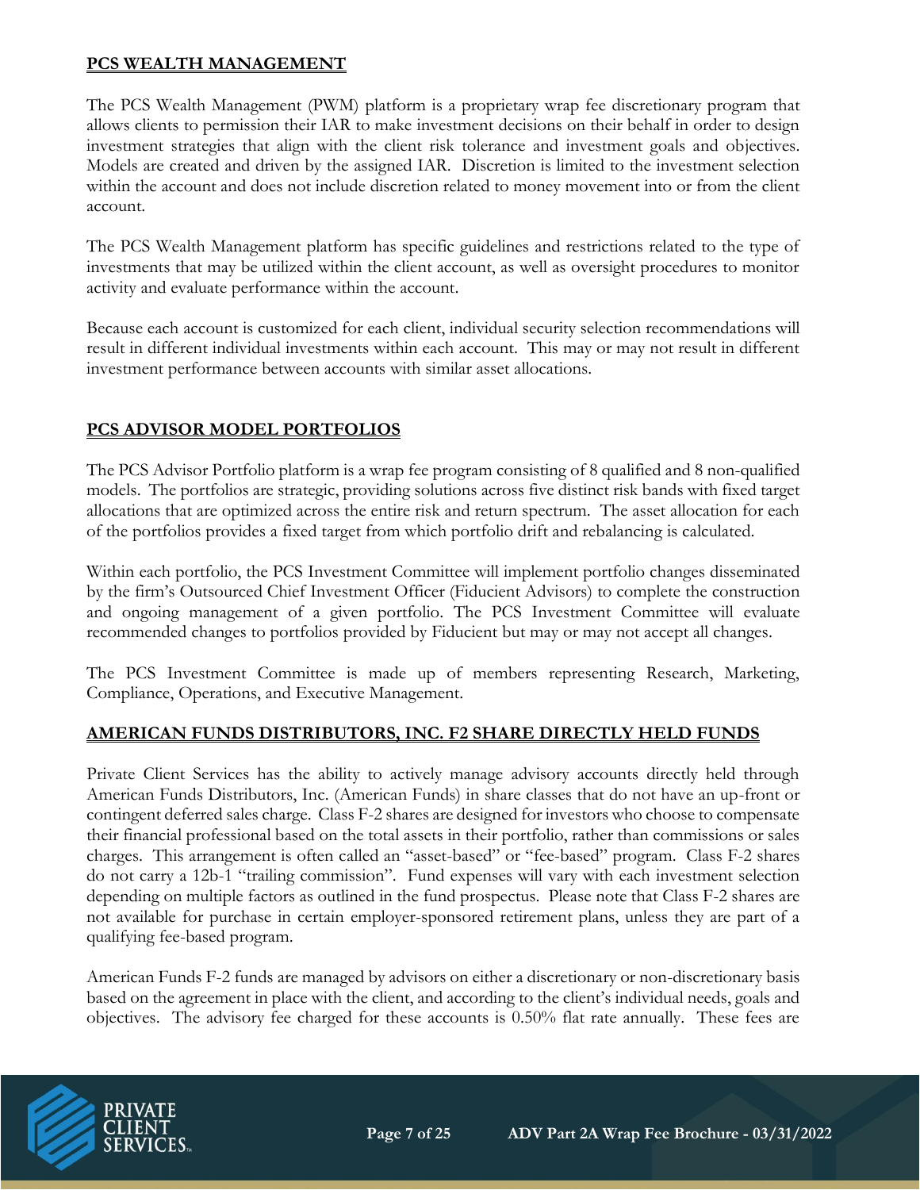## PCS WEALTH MANAGEMENT

The PCS Wealth Management (PWM) platform is a proprietary wrap fee discretionary program that allows clients to permission their IAR to make investment decisions on their behalf in order to design investment strategies that align with the client risk tolerance and investment goals and objectives. Models are created and driven by the assigned IAR. Discretion is limited to the investment selection within the account and does not include discretion related to money movement into or from the client account.

The PCS Wealth Management platform has specific guidelines and restrictions related to the type of investments that may be utilized within the client account, as well as oversight procedures to monitor activity and evaluate performance within the account.

Because each account is customized for each client, individual security selection recommendations will result in different individual investments within each account. This may or may not result in different investment performance between accounts with similar asset allocations.

## PCS ADVISOR MODEL PORTFOLIOS

The PCS Advisor Portfolio platform is a wrap fee program consisting of 8 qualified and 8 non-qualified models. The portfolios are strategic, providing solutions across five distinct risk bands with fixed target allocations that are optimized across the entire risk and return spectrum. The asset allocation for each of the portfolios provides a fixed target from which portfolio drift and rebalancing is calculated.

Within each portfolio, the PCS Investment Committee will implement portfolio changes disseminated by the firm's Outsourced Chief Investment Officer (Fiducient Advisors) to complete the construction and ongoing management of a given portfolio. The PCS Investment Committee will evaluate recommended changes to portfolios provided by Fiducient but may or may not accept all changes.

The PCS Investment Committee is made up of members representing Research, Marketing, Compliance, Operations, and Executive Management.

## AMERICAN FUNDS DISTRIBUTORS, INC. F2 SHARE DIRECTLY HELD FUNDS

Private Client Services has the ability to actively manage advisory accounts directly held through American Funds Distributors, Inc. (American Funds) in share classes that do not have an up-front or contingent deferred sales charge. Class F-2 shares are designed for investors who choose to compensate their financial professional based on the total assets in their portfolio, rather than commissions or sales charges. This arrangement is often called an "asset-based" or "fee-based" program. Class F-2 shares do not carry a 12b-1 "trailing commission". Fund expenses will vary with each investment selection depending on multiple factors as outlined in the fund prospectus. Please note that Class F-2 shares are not available for purchase in certain employer-sponsored retirement plans, unless they are part of a qualifying fee-based program.

American Funds F-2 funds are managed by advisors on either a discretionary or non-discretionary basis based on the agreement in place with the client, and according to the client's individual needs, goals and objectives. The advisory fee charged for these accounts is 0.50% flat rate annually. These fees are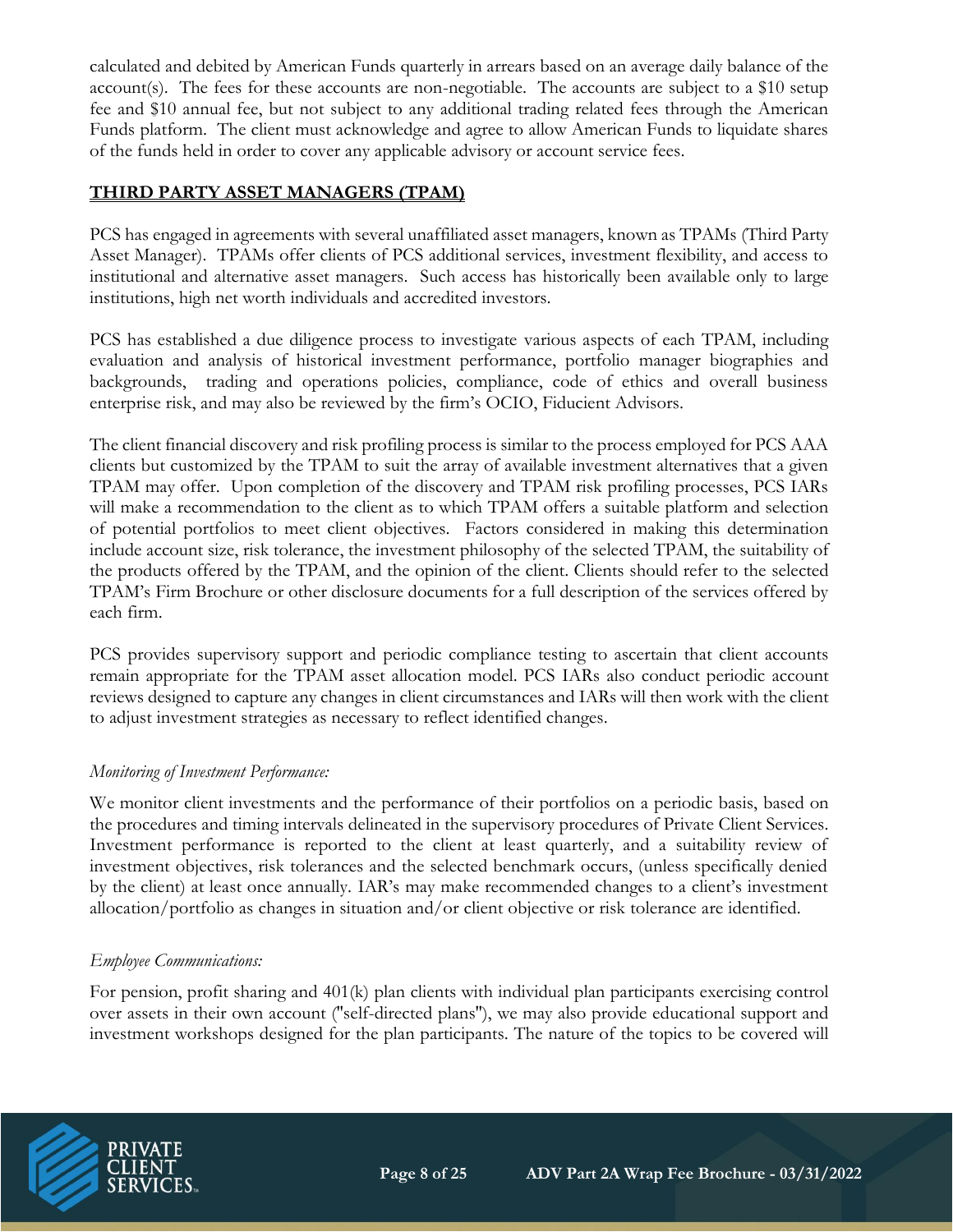calculated and debited by American Funds quarterly in arrears based on an average daily balance of the account(s). The fees for these accounts are non-negotiable. The accounts are subject to a $10 setup fee and $10 annual fee, but not subject to any additional trading related fees through the American Funds platform. The client must acknowledge and agree to allow American Funds to liquidate shares of the funds held in order to cover any applicable advisory or account service fees.

## THIRD PARTY ASSET MANAGERS (TPAM)

PCS has engaged in agreements with several unaffiliated asset managers, known as TPAMs (Third Party Asset Manager). TPAMs offer clients of PCS additional services, investment flexibility, and access to institutional and alternative asset managers. Such access has historically been available only to large institutions, high net worth individuals and accredited investors.

PCS has established a due diligence process to investigate various aspects of each TPAM, including evaluation and analysis of historical investment performance, portfolio manager biographies and backgrounds, trading and operations policies, compliance, code of ethics and overall business enterprise risk, and may also be reviewed by the firm's OCIO, Fiducient Advisors.

The client financial discovery and risk profiling process is similar to the process employed for PCS AAA clients but customized by the TPAM to suit the array of available investment alternatives that a given TPAM may offer. Upon completion of the discovery and TPAM risk profiling processes, PCS IARs will make a recommendation to the client as to which TPAM offers a suitable platform and selection of potential portfolios to meet client objectives. Factors considered in making this determination include account size, risk tolerance, the investment philosophy of the selected TPAM, the suitability of the products offered by the TPAM, and the opinion of the client. Clients should refer to the selected TPAM's Firm Brochure or other disclosure documents for a full description of the services offered by each firm.

PCS provides supervisory support and periodic compliance testing to ascertain that client accounts remain appropriate for the TPAM asset allocation model. PCS IARs also conduct periodic account reviews designed to capture any changes in client circumstances and IARs will then work with the client to adjust investment strategies as necessary to reflect identified changes.

*Monitoring of Investment Performance:*

We monitor client investments and the performance of their portfolios on a periodic basis, based on the procedures and timing intervals delineated in the supervisory procedures of Private Client Services. Investment performance is reported to the client at least quarterly, and a suitability review of investment objectives, risk tolerances and the selected benchmark occurs, (unless specifically denied by the client) at least once annually. IAR's may make recommended changes to a client's investment allocation/portfolio as changes in situation and/or client objective or risk tolerance are identified.

*Employee Communications:*

For pension, profit sharing and 401(k) plan clients with individual plan participants exercising control over assets in their own account ("self-directed plans"), we may also provide educational support and investment workshops designed for the plan participants. The nature of the topics to be covered will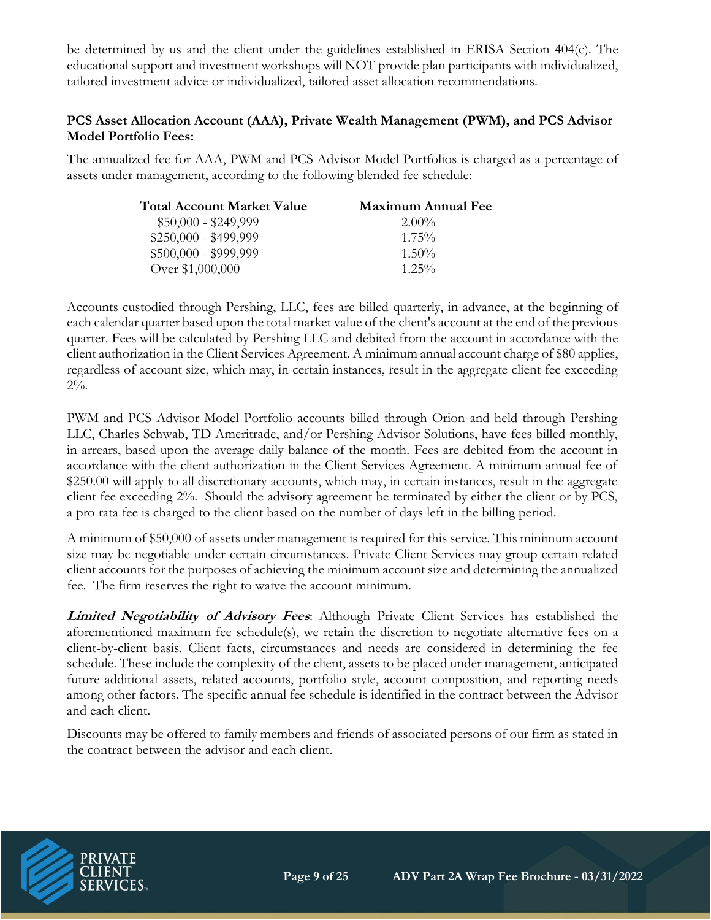be determined by us and the client under the guidelines established in ERISA Section 404(c). The educational support and investment workshops will NOT provide plan participants with individualized, tailored investment advice or individualized, tailored asset allocation recommendations.

**PCS Asset Allocation Account (AAA), Private Wealth Management (PWM), and PCS Advisor Model Portfolio Fees:**

The annualized fee for AAA, PWM and PCS Advisor Model Portfolios is charged as a percentage of assets under management, according to the following blended fee schedule:

| Total Account Market Value | Maximum Annual Fee |
|---|---|
| $50,000 - $249,999 | 2.00% |
| $250,000 - $499,999 | 1.75% |
| $500,000 - $999,999 | 1.50% |
| Over $1,000,000 | 1.25% |

Accounts custodied through Pershing, LLC, fees are billed quarterly, in advance, at the beginning of each calendar quarter based upon the total market value of the client's account at the end of the previous quarter. Fees will be calculated by Pershing LLC and debited from the account in accordance with the client authorization in the Client Services Agreement. A minimum annual account charge of $80 applies, regardless of account size, which may, in certain instances, result in the aggregate client fee exceeding 2%.

PWM and PCS Advisor Model Portfolio accounts billed through Orion and held through Pershing LLC, Charles Schwab, TD Ameritrade, and/or Pershing Advisor Solutions, have fees billed monthly, in arrears, based upon the average daily balance of the month. Fees are debited from the account in accordance with the client authorization in the Client Services Agreement. A minimum annual fee of $250.00 will apply to all discretionary accounts, which may, in certain instances, result in the aggregate client fee exceeding 2%. Should the advisory agreement be terminated by either the client or by PCS, a pro rata fee is charged to the client based on the number of days left in the billing period.

A minimum of $50,000 of assets under management is required for this service. This minimum account size may be negotiable under certain circumstances. Private Client Services may group certain related client accounts for the purposes of achieving the minimum account size and determining the annualized fee. The firm reserves the right to waive the account minimum.

***Limited Negotiability of Advisory Fees***: Although Private Client Services has established the aforementioned maximum fee schedule(s), we retain the discretion to negotiate alternative fees on a client-by-client basis. Client facts, circumstances and needs are considered in determining the fee schedule. These include the complexity of the client, assets to be placed under management, anticipated future additional assets, related accounts, portfolio style, account composition, and reporting needs among other factors. The specific annual fee schedule is identified in the contract between the Advisor and each client.

Discounts may be offered to family members and friends of associated persons of our firm as stated in the contract between the advisor and each client.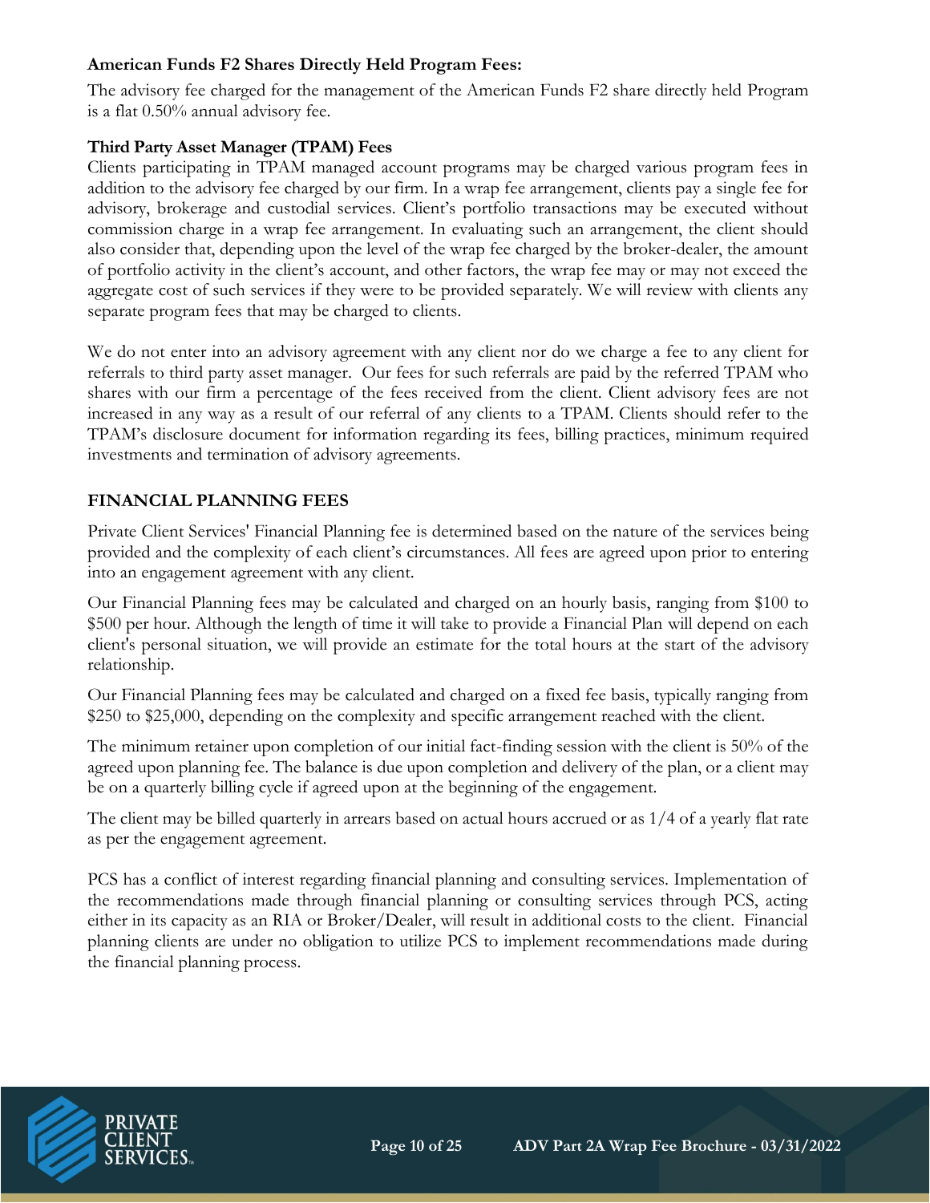**American Funds F2 Shares Directly Held Program Fees:**

The advisory fee charged for the management of the American Funds F2 share directly held Program is a flat 0.50% annual advisory fee.

**Third Party Asset Manager (TPAM) Fees**

Clients participating in TPAM managed account programs may be charged various program fees in addition to the advisory fee charged by our firm. In a wrap fee arrangement, clients pay a single fee for advisory, brokerage and custodial services. Client's portfolio transactions may be executed without commission charge in a wrap fee arrangement. In evaluating such an arrangement, the client should also consider that, depending upon the level of the wrap fee charged by the broker-dealer, the amount of portfolio activity in the client's account, and other factors, the wrap fee may or may not exceed the aggregate cost of such services if they were to be provided separately. We will review with clients any separate program fees that may be charged to clients.

We do not enter into an advisory agreement with any client nor do we charge a fee to any client for referrals to third party asset manager. Our fees for such referrals are paid by the referred TPAM who shares with our firm a percentage of the fees received from the client. Client advisory fees are not increased in any way as a result of our referral of any clients to a TPAM. Clients should refer to the TPAM's disclosure document for information regarding its fees, billing practices, minimum required investments and termination of advisory agreements.

## FINANCIAL PLANNING FEES

Private Client Services' Financial Planning fee is determined based on the nature of the services being provided and the complexity of each client's circumstances. All fees are agreed upon prior to entering into an engagement agreement with any client.

Our Financial Planning fees may be calculated and charged on an hourly basis, ranging from $100 to $500 per hour. Although the length of time it will take to provide a Financial Plan will depend on each client's personal situation, we will provide an estimate for the total hours at the start of the advisory relationship.

Our Financial Planning fees may be calculated and charged on a fixed fee basis, typically ranging from $250 to $25,000, depending on the complexity and specific arrangement reached with the client.

The minimum retainer upon completion of our initial fact-finding session with the client is 50% of the agreed upon planning fee. The balance is due upon completion and delivery of the plan, or a client may be on a quarterly billing cycle if agreed upon at the beginning of the engagement.

The client may be billed quarterly in arrears based on actual hours accrued or as 1/4 of a yearly flat rate as per the engagement agreement.

PCS has a conflict of interest regarding financial planning and consulting services. Implementation of the recommendations made through financial planning or consulting services through PCS, acting either in its capacity as an RIA or Broker/Dealer, will result in additional costs to the client. Financial planning clients are under no obligation to utilize PCS to implement recommendations made during the financial planning process.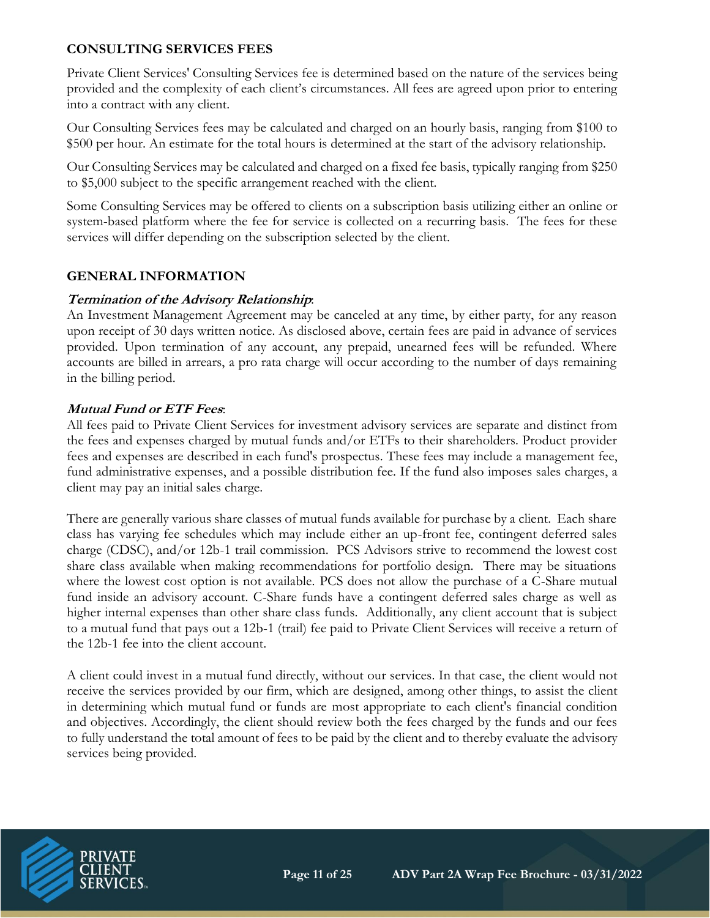## CONSULTING SERVICES FEES

Private Client Services' Consulting Services fee is determined based on the nature of the services being provided and the complexity of each client's circumstances. All fees are agreed upon prior to entering into a contract with any client.

Our Consulting Services fees may be calculated and charged on an hourly basis, ranging from $100 to $500 per hour. An estimate for the total hours is determined at the start of the advisory relationship.

Our Consulting Services may be calculated and charged on a fixed fee basis, typically ranging from $250 to $5,000 subject to the specific arrangement reached with the client.

Some Consulting Services may be offered to clients on a subscription basis utilizing either an online or system-based platform where the fee for service is collected on a recurring basis. The fees for these services will differ depending on the subscription selected by the client.

## GENERAL INFORMATION

***Termination of the Advisory Relationship***:
An Investment Management Agreement may be canceled at any time, by either party, for any reason upon receipt of 30 days written notice. As disclosed above, certain fees are paid in advance of services provided. Upon termination of any account, any prepaid, unearned fees will be refunded. Where accounts are billed in arrears, a pro rata charge will occur according to the number of days remaining in the billing period.

***Mutual Fund or ETF Fees***:
All fees paid to Private Client Services for investment advisory services are separate and distinct from the fees and expenses charged by mutual funds and/or ETFs to their shareholders. Product provider fees and expenses are described in each fund's prospectus. These fees may include a management fee, fund administrative expenses, and a possible distribution fee. If the fund also imposes sales charges, a client may pay an initial sales charge.

There are generally various share classes of mutual funds available for purchase by a client. Each share class has varying fee schedules which may include either an up-front fee, contingent deferred sales charge (CDSC), and/or 12b-1 trail commission. PCS Advisors strive to recommend the lowest cost share class available when making recommendations for portfolio design. There may be situations where the lowest cost option is not available. PCS does not allow the purchase of a C-Share mutual fund inside an advisory account. C-Share funds have a contingent deferred sales charge as well as higher internal expenses than other share class funds. Additionally, any client account that is subject to a mutual fund that pays out a 12b-1 (trail) fee paid to Private Client Services will receive a return of the 12b-1 fee into the client account.

A client could invest in a mutual fund directly, without our services. In that case, the client would not receive the services provided by our firm, which are designed, among other things, to assist the client in determining which mutual fund or funds are most appropriate to each client's financial condition and objectives. Accordingly, the client should review both the fees charged by the funds and our fees to fully understand the total amount of fees to be paid by the client and to thereby evaluate the advisory services being provided.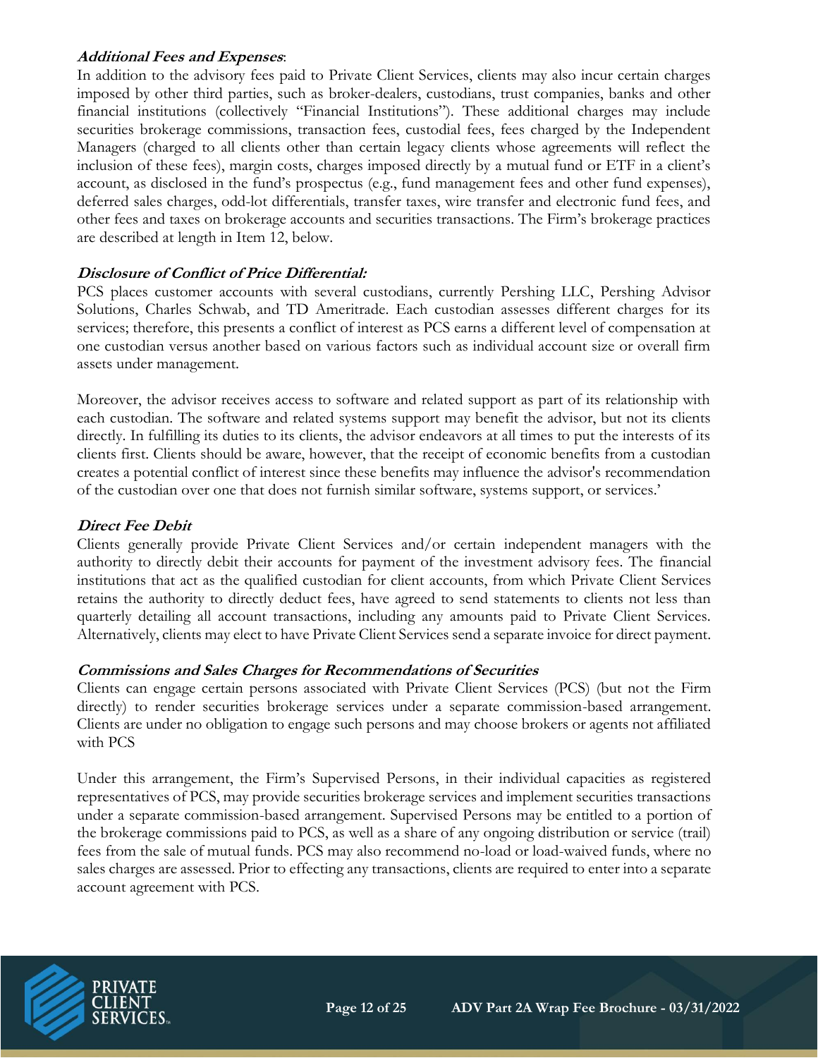***Additional Fees and Expenses***:

In addition to the advisory fees paid to Private Client Services, clients may also incur certain charges imposed by other third parties, such as broker-dealers, custodians, trust companies, banks and other financial institutions (collectively "Financial Institutions"). These additional charges may include securities brokerage commissions, transaction fees, custodial fees, fees charged by the Independent Managers (charged to all clients other than certain legacy clients whose agreements will reflect the inclusion of these fees), margin costs, charges imposed directly by a mutual fund or ETF in a client's account, as disclosed in the fund's prospectus (e.g., fund management fees and other fund expenses), deferred sales charges, odd-lot differentials, transfer taxes, wire transfer and electronic fund fees, and other fees and taxes on brokerage accounts and securities transactions. The Firm's brokerage practices are described at length in Item 12, below.

***Disclosure of Conflict of Price Differential:***

PCS places customer accounts with several custodians, currently Pershing LLC, Pershing Advisor Solutions, Charles Schwab, and TD Ameritrade. Each custodian assesses different charges for its services; therefore, this presents a conflict of interest as PCS earns a different level of compensation at one custodian versus another based on various factors such as individual account size or overall firm assets under management.

Moreover, the advisor receives access to software and related support as part of its relationship with each custodian. The software and related systems support may benefit the advisor, but not its clients directly. In fulfilling its duties to its clients, the advisor endeavors at all times to put the interests of its clients first. Clients should be aware, however, that the receipt of economic benefits from a custodian creates a potential conflict of interest since these benefits may influence the advisor's recommendation of the custodian over one that does not furnish similar software, systems support, or services.'

***Direct Fee Debit***

Clients generally provide Private Client Services and/or certain independent managers with the authority to directly debit their accounts for payment of the investment advisory fees. The financial institutions that act as the qualified custodian for client accounts, from which Private Client Services retains the authority to directly deduct fees, have agreed to send statements to clients not less than quarterly detailing all account transactions, including any amounts paid to Private Client Services. Alternatively, clients may elect to have Private Client Services send a separate invoice for direct payment.

***Commissions and Sales Charges for Recommendations of Securities***

Clients can engage certain persons associated with Private Client Services (PCS) (but not the Firm directly) to render securities brokerage services under a separate commission-based arrangement. Clients are under no obligation to engage such persons and may choose brokers or agents not affiliated with PCS

Under this arrangement, the Firm's Supervised Persons, in their individual capacities as registered representatives of PCS, may provide securities brokerage services and implement securities transactions under a separate commission-based arrangement. Supervised Persons may be entitled to a portion of the brokerage commissions paid to PCS, as well as a share of any ongoing distribution or service (trail) fees from the sale of mutual funds. PCS may also recommend no-load or load-waived funds, where no sales charges are assessed. Prior to effecting any transactions, clients are required to enter into a separate account agreement with PCS.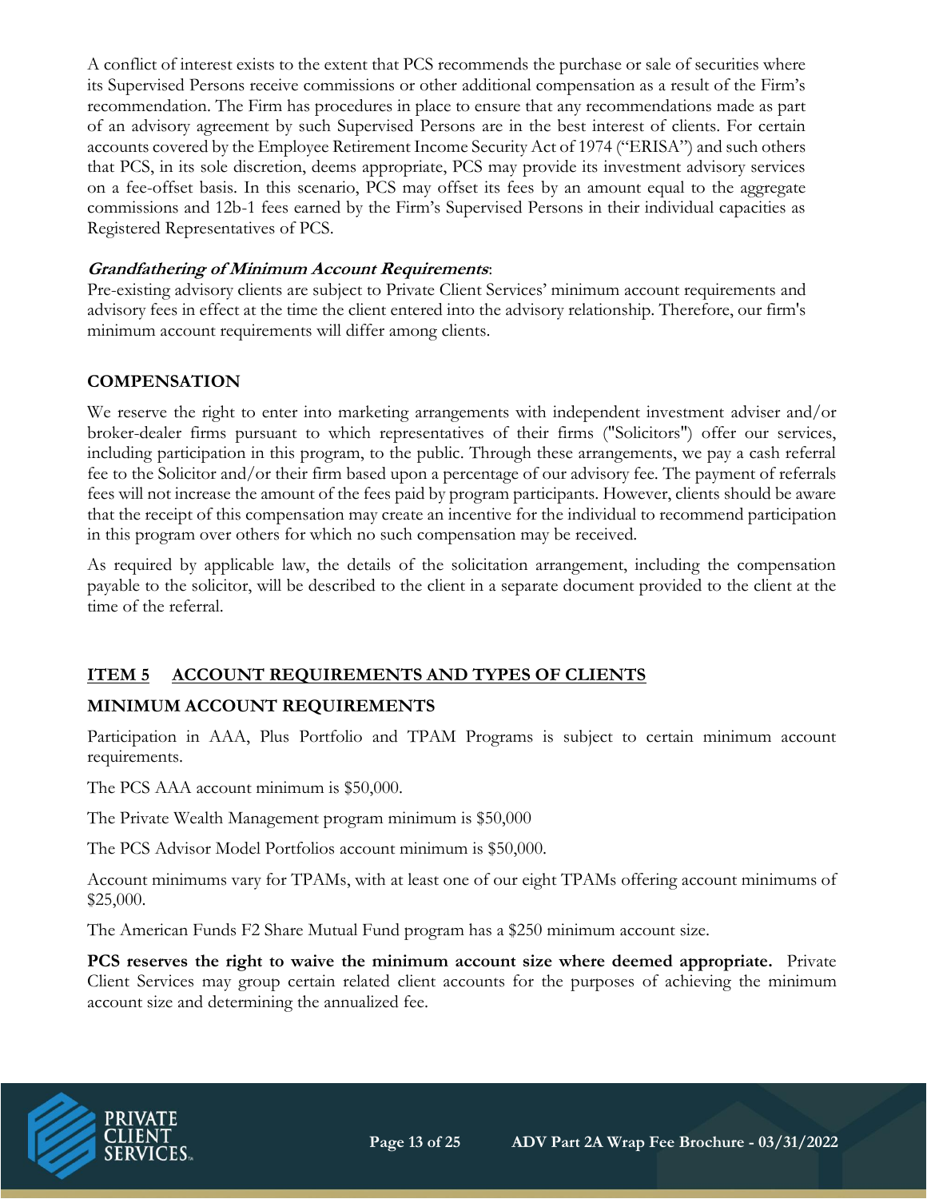A conflict of interest exists to the extent that PCS recommends the purchase or sale of securities where its Supervised Persons receive commissions or other additional compensation as a result of the Firm's recommendation. The Firm has procedures in place to ensure that any recommendations made as part of an advisory agreement by such Supervised Persons are in the best interest of clients. For certain accounts covered by the Employee Retirement Income Security Act of 1974 ("ERISA") and such others that PCS, in its sole discretion, deems appropriate, PCS may provide its investment advisory services on a fee-offset basis. In this scenario, PCS may offset its fees by an amount equal to the aggregate commissions and 12b-1 fees earned by the Firm's Supervised Persons in their individual capacities as Registered Representatives of PCS.

***Grandfathering of Minimum Account Requirements***:

Pre-existing advisory clients are subject to Private Client Services' minimum account requirements and advisory fees in effect at the time the client entered into the advisory relationship. Therefore, our firm's minimum account requirements will differ among clients.

## COMPENSATION

We reserve the right to enter into marketing arrangements with independent investment adviser and/or broker-dealer firms pursuant to which representatives of their firms ("Solicitors") offer our services, including participation in this program, to the public. Through these arrangements, we pay a cash referral fee to the Solicitor and/or their firm based upon a percentage of our advisory fee. The payment of referrals fees will not increase the amount of the fees paid by program participants. However, clients should be aware that the receipt of this compensation may create an incentive for the individual to recommend participation in this program over others for which no such compensation may be received.

As required by applicable law, the details of the solicitation arrangement, including the compensation payable to the solicitor, will be described to the client in a separate document provided to the client at the time of the referral.

# ITEM 5 ACCOUNT REQUIREMENTS AND TYPES OF CLIENTS

## MINIMUM ACCOUNT REQUIREMENTS

Participation in AAA, Plus Portfolio and TPAM Programs is subject to certain minimum account requirements.

The PCS AAA account minimum is $50,000.

The Private Wealth Management program minimum is $50,000

The PCS Advisor Model Portfolios account minimum is $50,000.

Account minimums vary for TPAMs, with at least one of our eight TPAMs offering account minimums of $25,000.

The American Funds F2 Share Mutual Fund program has a $250 minimum account size.

**PCS reserves the right to waive the minimum account size where deemed appropriate.** Private Client Services may group certain related client accounts for the purposes of achieving the minimum account size and determining the annualized fee.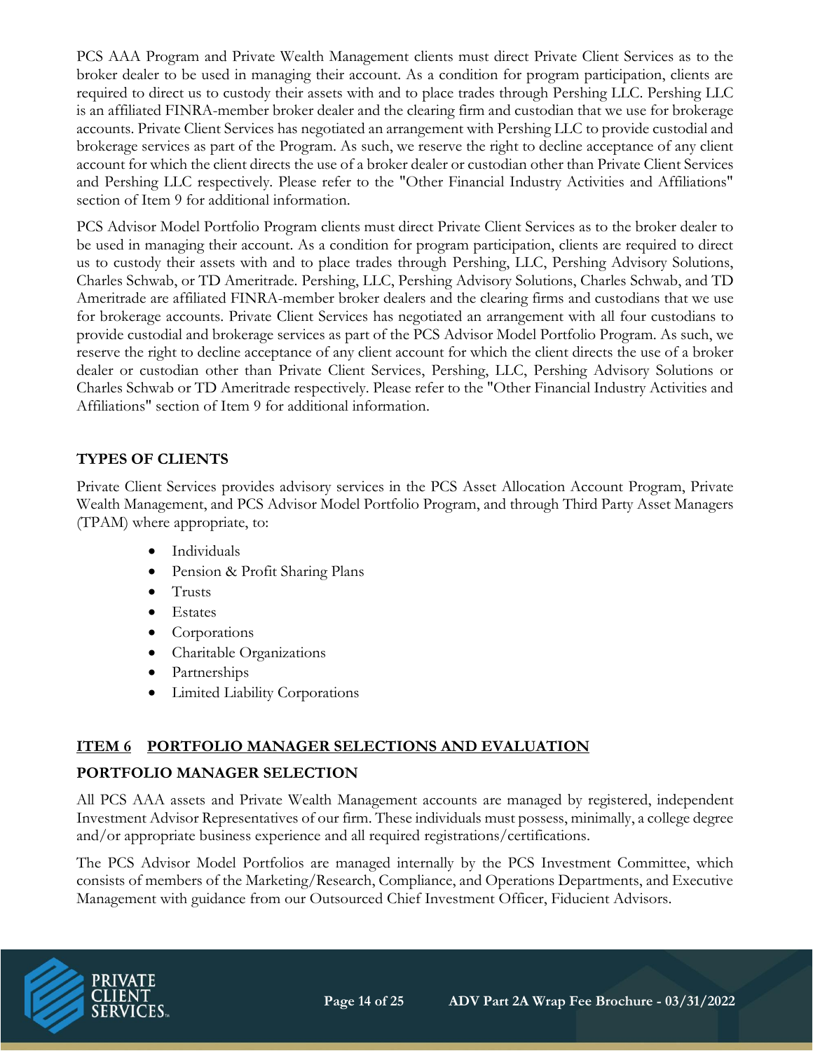PCS AAA Program and Private Wealth Management clients must direct Private Client Services as to the broker dealer to be used in managing their account. As a condition for program participation, clients are required to direct us to custody their assets with and to place trades through Pershing LLC. Pershing LLC is an affiliated FINRA-member broker dealer and the clearing firm and custodian that we use for brokerage accounts. Private Client Services has negotiated an arrangement with Pershing LLC to provide custodial and brokerage services as part of the Program. As such, we reserve the right to decline acceptance of any client account for which the client directs the use of a broker dealer or custodian other than Private Client Services and Pershing LLC respectively. Please refer to the "Other Financial Industry Activities and Affiliations" section of Item 9 for additional information.

PCS Advisor Model Portfolio Program clients must direct Private Client Services as to the broker dealer to be used in managing their account. As a condition for program participation, clients are required to direct us to custody their assets with and to place trades through Pershing, LLC, Pershing Advisory Solutions, Charles Schwab, or TD Ameritrade. Pershing, LLC, Pershing Advisory Solutions, Charles Schwab, and TD Ameritrade are affiliated FINRA-member broker dealers and the clearing firms and custodians that we use for brokerage accounts. Private Client Services has negotiated an arrangement with all four custodians to provide custodial and brokerage services as part of the PCS Advisor Model Portfolio Program. As such, we reserve the right to decline acceptance of any client account for which the client directs the use of a broker dealer or custodian other than Private Client Services, Pershing, LLC, Pershing Advisory Solutions or Charles Schwab or TD Ameritrade respectively. Please refer to the "Other Financial Industry Activities and Affiliations" section of Item 9 for additional information.

## TYPES OF CLIENTS

Private Client Services provides advisory services in the PCS Asset Allocation Account Program, Private Wealth Management, and PCS Advisor Model Portfolio Program, and through Third Party Asset Managers (TPAM) where appropriate, to:

- Individuals
- Pension & Profit Sharing Plans
- Trusts
- Estates
- Corporations
- Charitable Organizations
- Partnerships
- Limited Liability Corporations

## ITEM 6 PORTFOLIO MANAGER SELECTIONS AND EVALUATION

### PORTFOLIO MANAGER SELECTION

All PCS AAA assets and Private Wealth Management accounts are managed by registered, independent Investment Advisor Representatives of our firm. These individuals must possess, minimally, a college degree and/or appropriate business experience and all required registrations/certifications.

The PCS Advisor Model Portfolios are managed internally by the PCS Investment Committee, which consists of members of the Marketing/Research, Compliance, and Operations Departments, and Executive Management with guidance from our Outsourced Chief Investment Officer, Fiducient Advisors.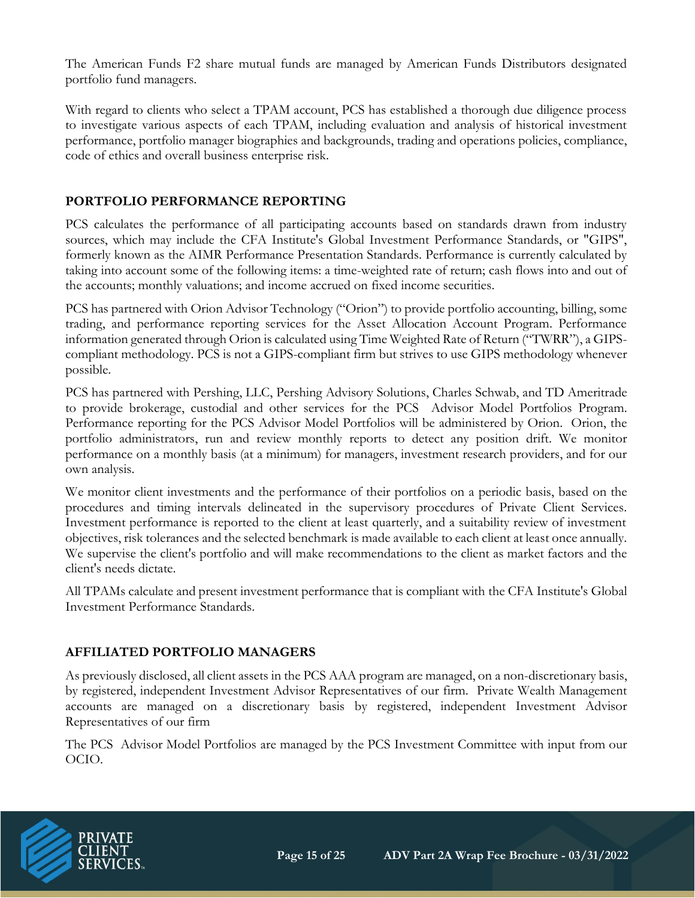The American Funds F2 share mutual funds are managed by American Funds Distributors designated portfolio fund managers.

With regard to clients who select a TPAM account, PCS has established a thorough due diligence process to investigate various aspects of each TPAM, including evaluation and analysis of historical investment performance, portfolio manager biographies and backgrounds, trading and operations policies, compliance, code of ethics and overall business enterprise risk.

## PORTFOLIO PERFORMANCE REPORTING

PCS calculates the performance of all participating accounts based on standards drawn from industry sources, which may include the CFA Institute's Global Investment Performance Standards, or "GIPS", formerly known as the AIMR Performance Presentation Standards. Performance is currently calculated by taking into account some of the following items: a time-weighted rate of return; cash flows into and out of the accounts; monthly valuations; and income accrued on fixed income securities.

PCS has partnered with Orion Advisor Technology ("Orion") to provide portfolio accounting, billing, some trading, and performance reporting services for the Asset Allocation Account Program. Performance information generated through Orion is calculated using Time Weighted Rate of Return ("TWRR"), a GIPS-compliant methodology. PCS is not a GIPS-compliant firm but strives to use GIPS methodology whenever possible.

PCS has partnered with Pershing, LLC, Pershing Advisory Solutions, Charles Schwab, and TD Ameritrade to provide brokerage, custodial and other services for the PCS Advisor Model Portfolios Program. Performance reporting for the PCS Advisor Model Portfolios will be administered by Orion. Orion, the portfolio administrators, run and review monthly reports to detect any position drift. We monitor performance on a monthly basis (at a minimum) for managers, investment research providers, and for our own analysis.

We monitor client investments and the performance of their portfolios on a periodic basis, based on the procedures and timing intervals delineated in the supervisory procedures of Private Client Services. Investment performance is reported to the client at least quarterly, and a suitability review of investment objectives, risk tolerances and the selected benchmark is made available to each client at least once annually. We supervise the client's portfolio and will make recommendations to the client as market factors and the client's needs dictate.

All TPAMs calculate and present investment performance that is compliant with the CFA Institute's Global Investment Performance Standards.

## AFFILIATED PORTFOLIO MANAGERS

As previously disclosed, all client assets in the PCS AAA program are managed, on a non-discretionary basis, by registered, independent Investment Advisor Representatives of our firm. Private Wealth Management accounts are managed on a discretionary basis by registered, independent Investment Advisor Representatives of our firm

The PCS Advisor Model Portfolios are managed by the PCS Investment Committee with input from our OCIO.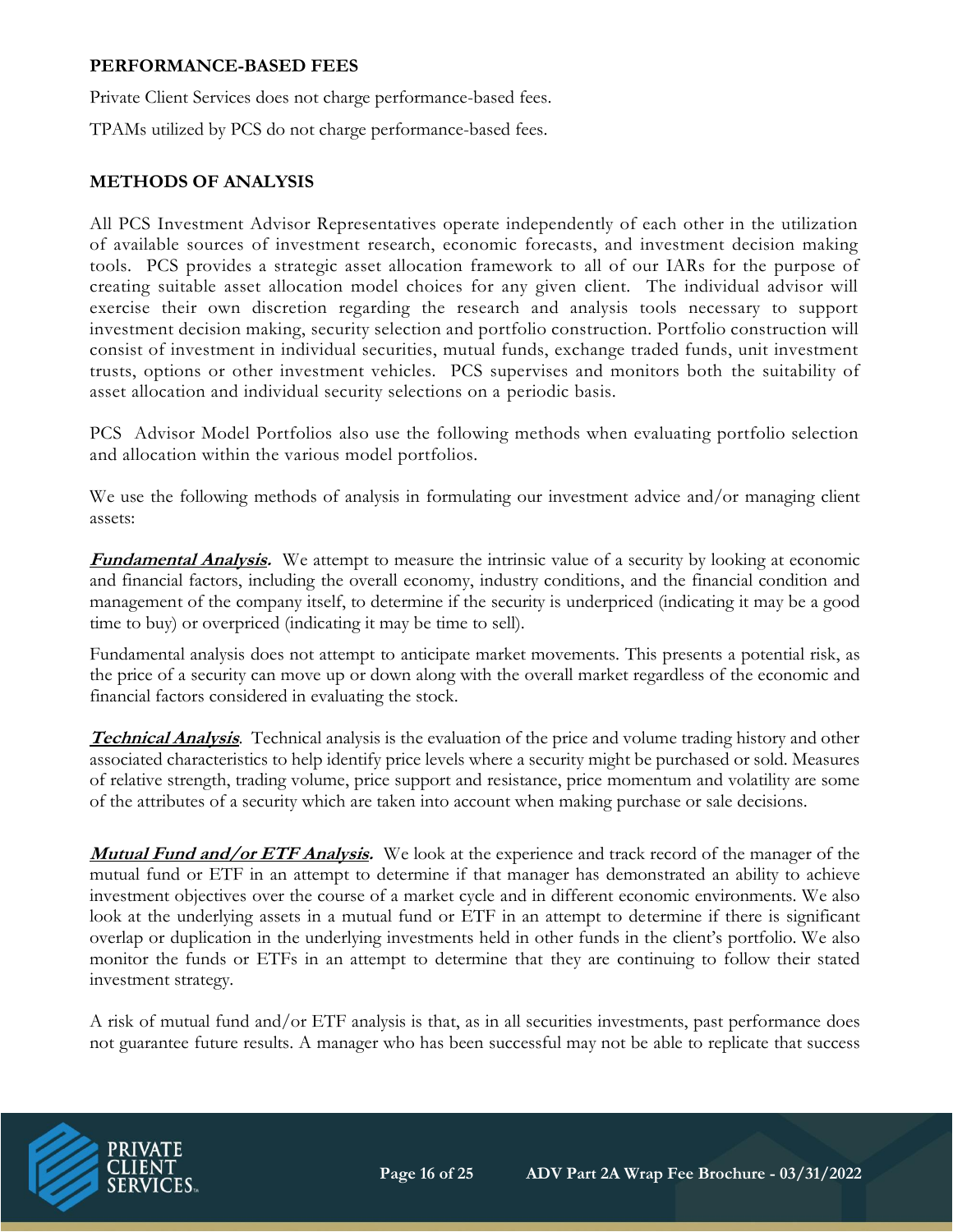## PERFORMANCE-BASED FEES

Private Client Services does not charge performance-based fees.

TPAMs utilized by PCS do not charge performance-based fees.

## METHODS OF ANALYSIS

All PCS Investment Advisor Representatives operate independently of each other in the utilization of available sources of investment research, economic forecasts, and investment decision making tools. PCS provides a strategic asset allocation framework to all of our IARs for the purpose of creating suitable asset allocation model choices for any given client. The individual advisor will exercise their own discretion regarding the research and analysis tools necessary to support investment decision making, security selection and portfolio construction. Portfolio construction will consist of investment in individual securities, mutual funds, exchange traded funds, unit investment trusts, options or other investment vehicles. PCS supervises and monitors both the suitability of asset allocation and individual security selections on a periodic basis.

PCS Advisor Model Portfolios also use the following methods when evaluating portfolio selection and allocation within the various model portfolios.

We use the following methods of analysis in formulating our investment advice and/or managing client assets:

***Fundamental Analysis.*** We attempt to measure the intrinsic value of a security by looking at economic and financial factors, including the overall economy, industry conditions, and the financial condition and management of the company itself, to determine if the security is underpriced (indicating it may be a good time to buy) or overpriced (indicating it may be time to sell).

Fundamental analysis does not attempt to anticipate market movements. This presents a potential risk, as the price of a security can move up or down along with the overall market regardless of the economic and financial factors considered in evaluating the stock.

***Technical Analysis***. Technical analysis is the evaluation of the price and volume trading history and other associated characteristics to help identify price levels where a security might be purchased or sold. Measures of relative strength, trading volume, price support and resistance, price momentum and volatility are some of the attributes of a security which are taken into account when making purchase or sale decisions.

***Mutual Fund and/or ETF Analysis.*** We look at the experience and track record of the manager of the mutual fund or ETF in an attempt to determine if that manager has demonstrated an ability to achieve investment objectives over the course of a market cycle and in different economic environments. We also look at the underlying assets in a mutual fund or ETF in an attempt to determine if there is significant overlap or duplication in the underlying investments held in other funds in the client's portfolio. We also monitor the funds or ETFs in an attempt to determine that they are continuing to follow their stated investment strategy.

A risk of mutual fund and/or ETF analysis is that, as in all securities investments, past performance does not guarantee future results. A manager who has been successful may not be able to replicate that success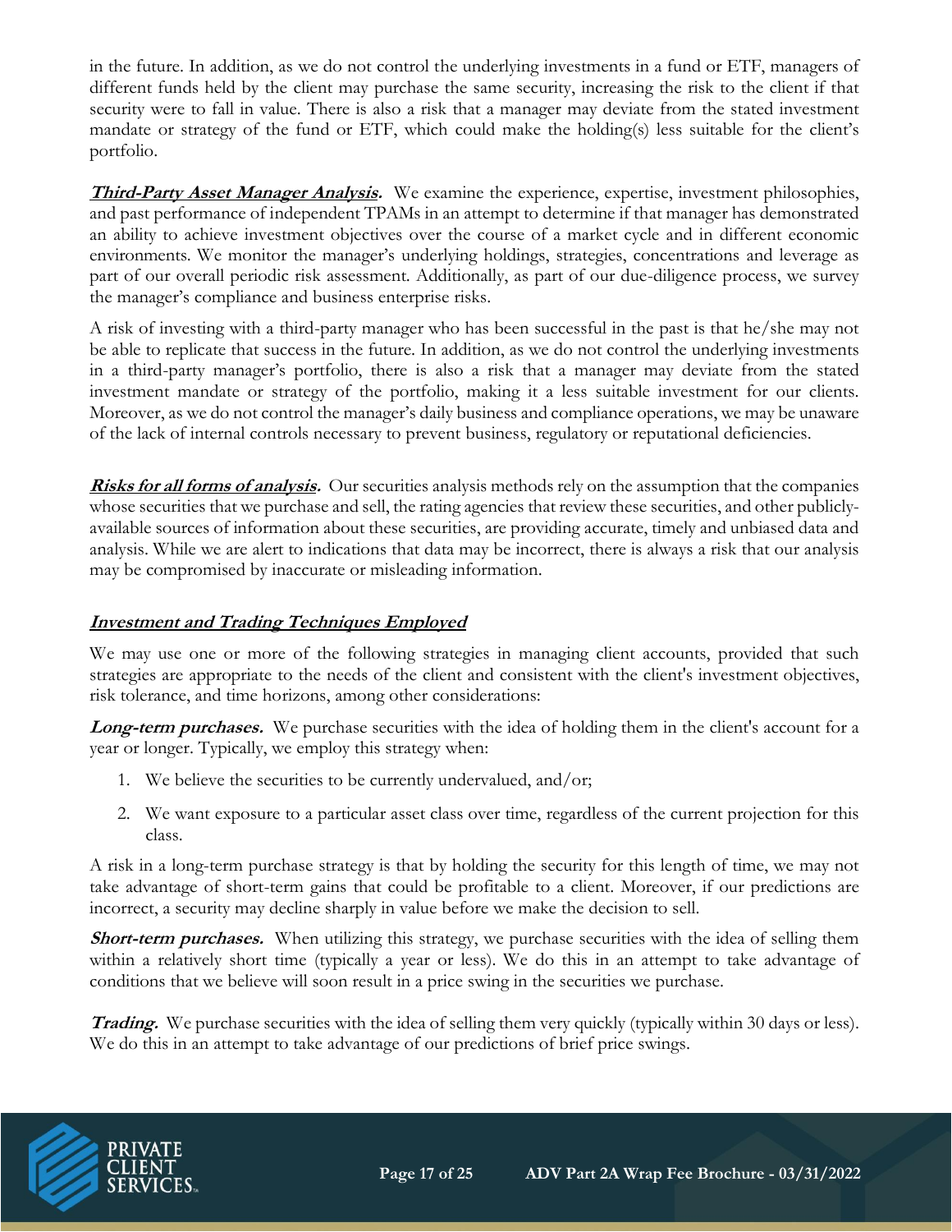in the future. In addition, as we do not control the underlying investments in a fund or ETF, managers of different funds held by the client may purchase the same security, increasing the risk to the client if that security were to fall in value. There is also a risk that a manager may deviate from the stated investment mandate or strategy of the fund or ETF, which could make the holding(s) less suitable for the client's portfolio.

***Third-Party Asset Manager Analysis.*** We examine the experience, expertise, investment philosophies, and past performance of independent TPAMs in an attempt to determine if that manager has demonstrated an ability to achieve investment objectives over the course of a market cycle and in different economic environments. We monitor the manager's underlying holdings, strategies, concentrations and leverage as part of our overall periodic risk assessment. Additionally, as part of our due-diligence process, we survey the manager's compliance and business enterprise risks.

A risk of investing with a third-party manager who has been successful in the past is that he/she may not be able to replicate that success in the future. In addition, as we do not control the underlying investments in a third-party manager's portfolio, there is also a risk that a manager may deviate from the stated investment mandate or strategy of the portfolio, making it a less suitable investment for our clients. Moreover, as we do not control the manager's daily business and compliance operations, we may be unaware of the lack of internal controls necessary to prevent business, regulatory or reputational deficiencies.

***Risks for all forms of analysis.*** Our securities analysis methods rely on the assumption that the companies whose securities that we purchase and sell, the rating agencies that review these securities, and other publicly-available sources of information about these securities, are providing accurate, timely and unbiased data and analysis. While we are alert to indications that data may be incorrect, there is always a risk that our analysis may be compromised by inaccurate or misleading information.

### ***Investment and Trading Techniques Employed***

We may use one or more of the following strategies in managing client accounts, provided that such strategies are appropriate to the needs of the client and consistent with the client's investment objectives, risk tolerance, and time horizons, among other considerations:

***Long-term purchases.*** We purchase securities with the idea of holding them in the client's account for a year or longer. Typically, we employ this strategy when:

1. We believe the securities to be currently undervalued, and/or;
2. We want exposure to a particular asset class over time, regardless of the current projection for this class.

A risk in a long-term purchase strategy is that by holding the security for this length of time, we may not take advantage of short-term gains that could be profitable to a client. Moreover, if our predictions are incorrect, a security may decline sharply in value before we make the decision to sell.

***Short-term purchases.*** When utilizing this strategy, we purchase securities with the idea of selling them within a relatively short time (typically a year or less). We do this in an attempt to take advantage of conditions that we believe will soon result in a price swing in the securities we purchase.

***Trading.*** We purchase securities with the idea of selling them very quickly (typically within 30 days or less). We do this in an attempt to take advantage of our predictions of brief price swings.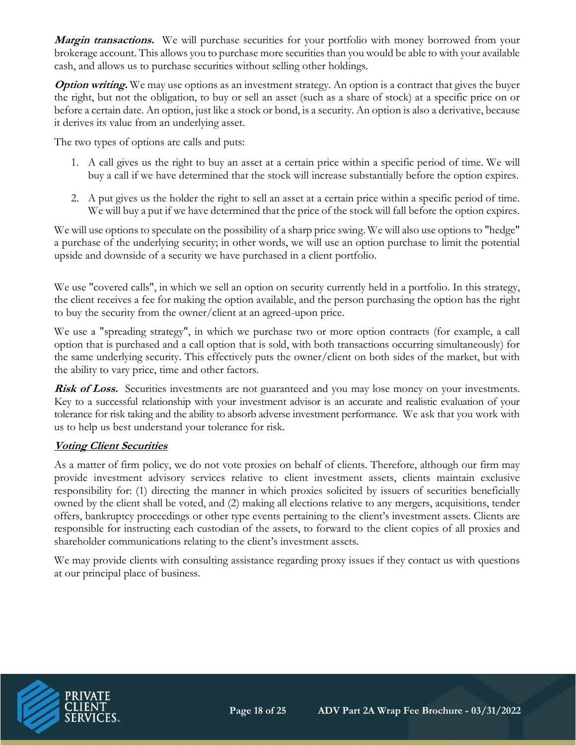***Margin transactions.*** We will purchase securities for your portfolio with money borrowed from your brokerage account. This allows you to purchase more securities than you would be able to with your available cash, and allows us to purchase securities without selling other holdings.

***Option writing.*** We may use options as an investment strategy. An option is a contract that gives the buyer the right, but not the obligation, to buy or sell an asset (such as a share of stock) at a specific price on or before a certain date. An option, just like a stock or bond, is a security. An option is also a derivative, because it derives its value from an underlying asset.

The two types of options are calls and puts:

1. A call gives us the right to buy an asset at a certain price within a specific period of time. We will buy a call if we have determined that the stock will increase substantially before the option expires.

2. A put gives us the holder the right to sell an asset at a certain price within a specific period of time. We will buy a put if we have determined that the price of the stock will fall before the option expires.

We will use options to speculate on the possibility of a sharp price swing. We will also use options to "hedge" a purchase of the underlying security; in other words, we will use an option purchase to limit the potential upside and downside of a security we have purchased in a client portfolio.

We use "covered calls", in which we sell an option on security currently held in a portfolio. In this strategy, the client receives a fee for making the option available, and the person purchasing the option has the right to buy the security from the owner/client at an agreed-upon price.

We use a "spreading strategy", in which we purchase two or more option contracts (for example, a call option that is purchased and a call option that is sold, with both transactions occurring simultaneously) for the same underlying security. This effectively puts the owner/client on both sides of the market, but with the ability to vary price, time and other factors.

***Risk of Loss.*** Securities investments are not guaranteed and you may lose money on your investments. Key to a successful relationship with your investment advisor is an accurate and realistic evaluation of your tolerance for risk taking and the ability to absorb adverse investment performance. We ask that you work with us to help us best understand your tolerance for risk.

### ***Voting Client Securities***

As a matter of firm policy, we do not vote proxies on behalf of clients. Therefore, although our firm may provide investment advisory services relative to client investment assets, clients maintain exclusive responsibility for: (1) directing the manner in which proxies solicited by issuers of securities beneficially owned by the client shall be voted, and (2) making all elections relative to any mergers, acquisitions, tender offers, bankruptcy proceedings or other type events pertaining to the client's investment assets. Clients are responsible for instructing each custodian of the assets, to forward to the client copies of all proxies and shareholder communications relating to the client's investment assets.

We may provide clients with consulting assistance regarding proxy issues if they contact us with questions at our principal place of business.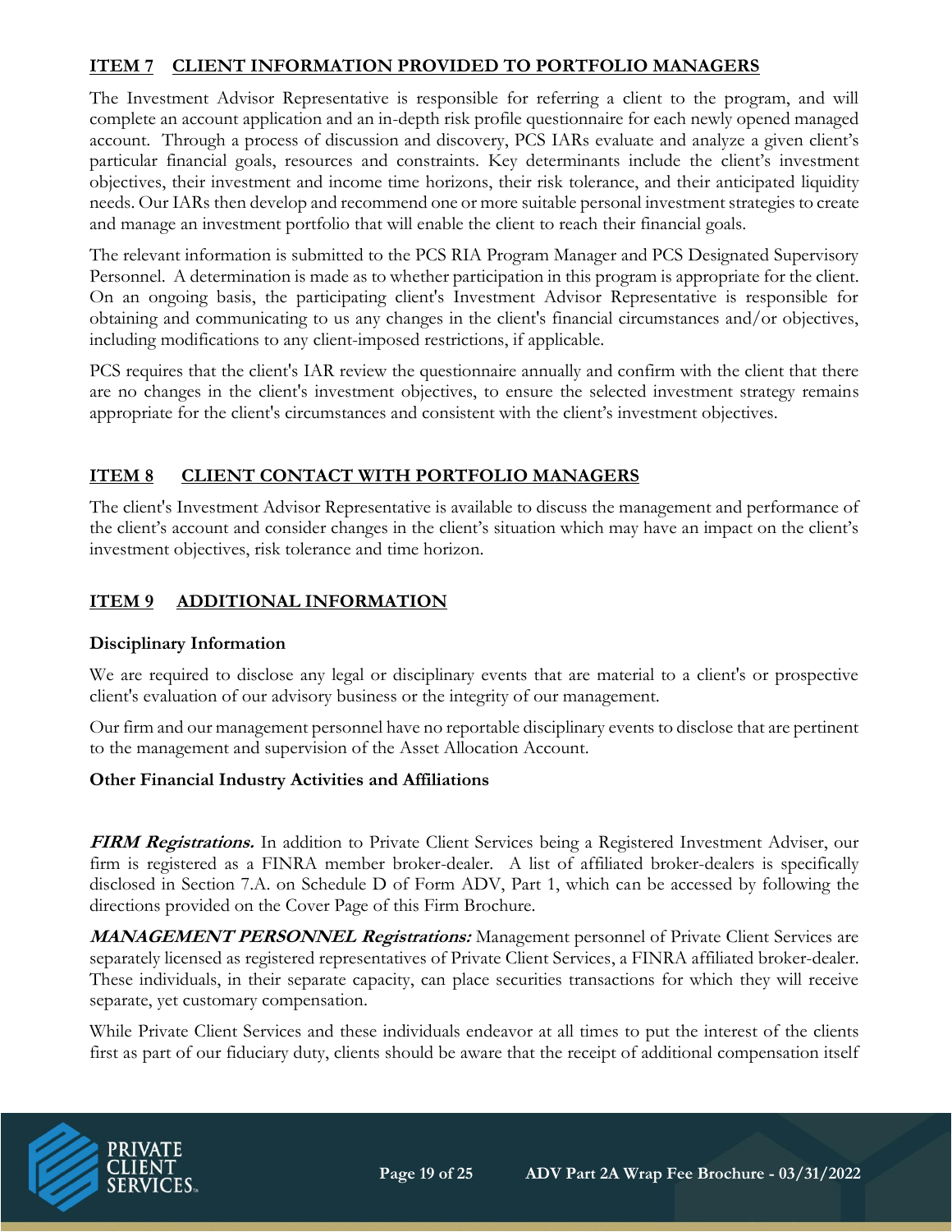## ITEM 7 CLIENT INFORMATION PROVIDED TO PORTFOLIO MANAGERS

The Investment Advisor Representative is responsible for referring a client to the program, and will complete an account application and an in-depth risk profile questionnaire for each newly opened managed account. Through a process of discussion and discovery, PCS IARs evaluate and analyze a given client's particular financial goals, resources and constraints. Key determinants include the client's investment objectives, their investment and income time horizons, their risk tolerance, and their anticipated liquidity needs. Our IARs then develop and recommend one or more suitable personal investment strategies to create and manage an investment portfolio that will enable the client to reach their financial goals.

The relevant information is submitted to the PCS RIA Program Manager and PCS Designated Supervisory Personnel. A determination is made as to whether participation in this program is appropriate for the client. On an ongoing basis, the participating client's Investment Advisor Representative is responsible for obtaining and communicating to us any changes in the client's financial circumstances and/or objectives, including modifications to any client-imposed restrictions, if applicable.

PCS requires that the client's IAR review the questionnaire annually and confirm with the client that there are no changes in the client's investment objectives, to ensure the selected investment strategy remains appropriate for the client's circumstances and consistent with the client's investment objectives.

## ITEM 8 CLIENT CONTACT WITH PORTFOLIO MANAGERS

The client's Investment Advisor Representative is available to discuss the management and performance of the client's account and consider changes in the client's situation which may have an impact on the client's investment objectives, risk tolerance and time horizon.

## ITEM 9 ADDITIONAL INFORMATION

### Disciplinary Information

We are required to disclose any legal or disciplinary events that are material to a client's or prospective client's evaluation of our advisory business or the integrity of our management.

Our firm and our management personnel have no reportable disciplinary events to disclose that are pertinent to the management and supervision of the Asset Allocation Account.

### Other Financial Industry Activities and Affiliations

***FIRM Registrations.*** In addition to Private Client Services being a Registered Investment Adviser, our firm is registered as a FINRA member broker-dealer. A list of affiliated broker-dealers is specifically disclosed in Section 7.A. on Schedule D of Form ADV, Part 1, which can be accessed by following the directions provided on the Cover Page of this Firm Brochure.

***MANAGEMENT PERSONNEL Registrations:*** Management personnel of Private Client Services are separately licensed as registered representatives of Private Client Services, a FINRA affiliated broker-dealer. These individuals, in their separate capacity, can place securities transactions for which they will receive separate, yet customary compensation.

While Private Client Services and these individuals endeavor at all times to put the interest of the clients first as part of our fiduciary duty, clients should be aware that the receipt of additional compensation itself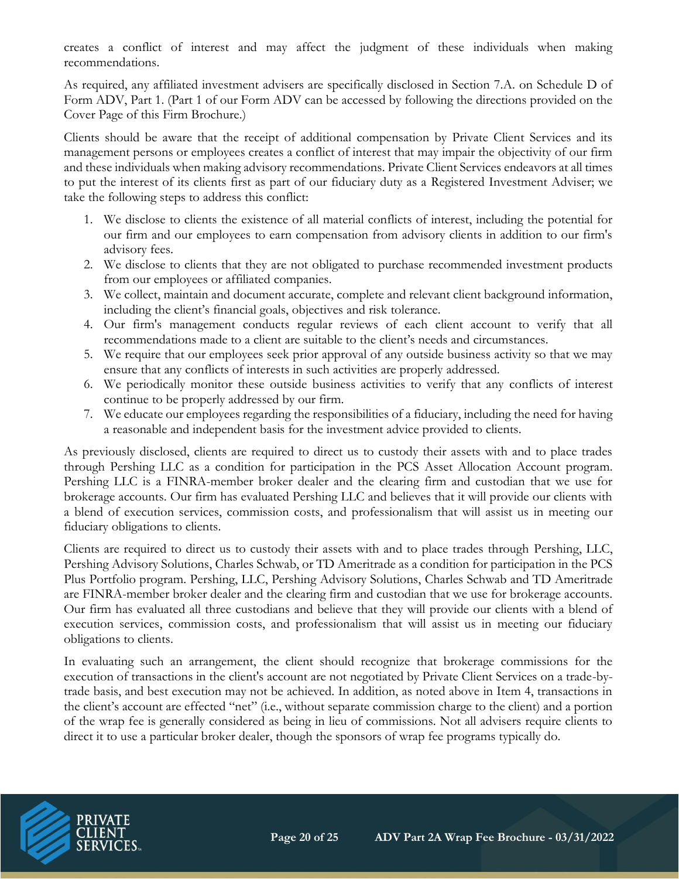creates a conflict of interest and may affect the judgment of these individuals when making recommendations.

As required, any affiliated investment advisers are specifically disclosed in Section 7.A. on Schedule D of Form ADV, Part 1. (Part 1 of our Form ADV can be accessed by following the directions provided on the Cover Page of this Firm Brochure.)

Clients should be aware that the receipt of additional compensation by Private Client Services and its management persons or employees creates a conflict of interest that may impair the objectivity of our firm and these individuals when making advisory recommendations. Private Client Services endeavors at all times to put the interest of its clients first as part of our fiduciary duty as a Registered Investment Adviser; we take the following steps to address this conflict:

1. We disclose to clients the existence of all material conflicts of interest, including the potential for our firm and our employees to earn compensation from advisory clients in addition to our firm's advisory fees.
2. We disclose to clients that they are not obligated to purchase recommended investment products from our employees or affiliated companies.
3. We collect, maintain and document accurate, complete and relevant client background information, including the client's financial goals, objectives and risk tolerance.
4. Our firm's management conducts regular reviews of each client account to verify that all recommendations made to a client are suitable to the client's needs and circumstances.
5. We require that our employees seek prior approval of any outside business activity so that we may ensure that any conflicts of interests in such activities are properly addressed.
6. We periodically monitor these outside business activities to verify that any conflicts of interest continue to be properly addressed by our firm.
7. We educate our employees regarding the responsibilities of a fiduciary, including the need for having a reasonable and independent basis for the investment advice provided to clients.

As previously disclosed, clients are required to direct us to custody their assets with and to place trades through Pershing LLC as a condition for participation in the PCS Asset Allocation Account program. Pershing LLC is a FINRA-member broker dealer and the clearing firm and custodian that we use for brokerage accounts. Our firm has evaluated Pershing LLC and believes that it will provide our clients with a blend of execution services, commission costs, and professionalism that will assist us in meeting our fiduciary obligations to clients.

Clients are required to direct us to custody their assets with and to place trades through Pershing, LLC, Pershing Advisory Solutions, Charles Schwab, or TD Ameritrade as a condition for participation in the PCS Plus Portfolio program. Pershing, LLC, Pershing Advisory Solutions, Charles Schwab and TD Ameritrade are FINRA-member broker dealer and the clearing firm and custodian that we use for brokerage accounts. Our firm has evaluated all three custodians and believe that they will provide our clients with a blend of execution services, commission costs, and professionalism that will assist us in meeting our fiduciary obligations to clients.

In evaluating such an arrangement, the client should recognize that brokerage commissions for the execution of transactions in the client's account are not negotiated by Private Client Services on a trade-by-trade basis, and best execution may not be achieved. In addition, as noted above in Item 4, transactions in the client's account are effected "net" (i.e., without separate commission charge to the client) and a portion of the wrap fee is generally considered as being in lieu of commissions. Not all advisers require clients to direct it to use a particular broker dealer, though the sponsors of wrap fee programs typically do.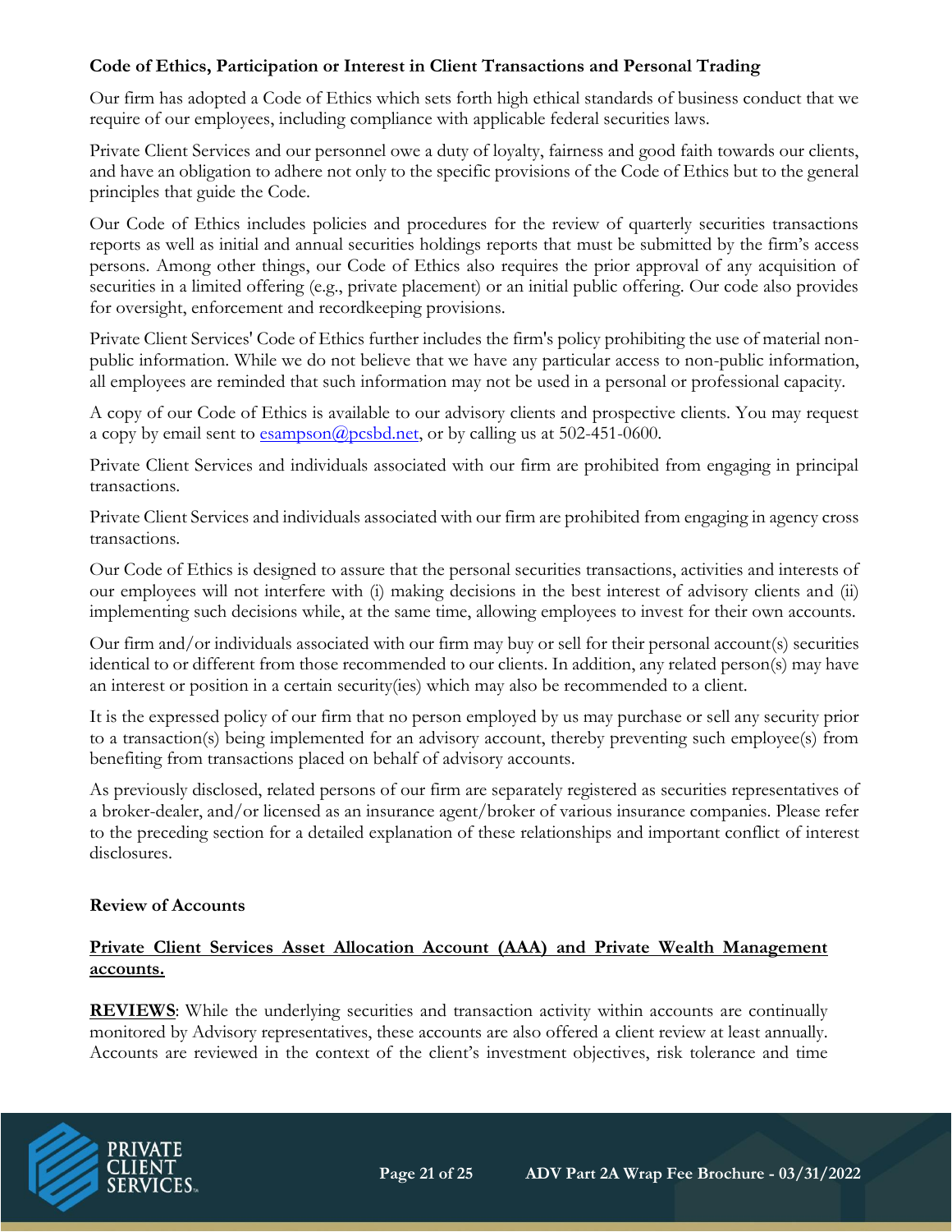**Code of Ethics, Participation or Interest in Client Transactions and Personal Trading**

Our firm has adopted a Code of Ethics which sets forth high ethical standards of business conduct that we require of our employees, including compliance with applicable federal securities laws.

Private Client Services and our personnel owe a duty of loyalty, fairness and good faith towards our clients, and have an obligation to adhere not only to the specific provisions of the Code of Ethics but to the general principles that guide the Code.

Our Code of Ethics includes policies and procedures for the review of quarterly securities transactions reports as well as initial and annual securities holdings reports that must be submitted by the firm's access persons. Among other things, our Code of Ethics also requires the prior approval of any acquisition of securities in a limited offering (e.g., private placement) or an initial public offering. Our code also provides for oversight, enforcement and recordkeeping provisions.

Private Client Services' Code of Ethics further includes the firm's policy prohibiting the use of material non-public information. While we do not believe that we have any particular access to non-public information, all employees are reminded that such information may not be used in a personal or professional capacity.

A copy of our Code of Ethics is available to our advisory clients and prospective clients. You may request a copy by email sent to esampson@pcsbd.net, or by calling us at 502-451-0600.

Private Client Services and individuals associated with our firm are prohibited from engaging in principal transactions.

Private Client Services and individuals associated with our firm are prohibited from engaging in agency cross transactions.

Our Code of Ethics is designed to assure that the personal securities transactions, activities and interests of our employees will not interfere with (i) making decisions in the best interest of advisory clients and (ii) implementing such decisions while, at the same time, allowing employees to invest for their own accounts.

Our firm and/or individuals associated with our firm may buy or sell for their personal account(s) securities identical to or different from those recommended to our clients. In addition, any related person(s) may have an interest or position in a certain security(ies) which may also be recommended to a client.

It is the expressed policy of our firm that no person employed by us may purchase or sell any security prior to a transaction(s) being implemented for an advisory account, thereby preventing such employee(s) from benefiting from transactions placed on behalf of advisory accounts.

As previously disclosed, related persons of our firm are separately registered as securities representatives of a broker-dealer, and/or licensed as an insurance agent/broker of various insurance companies. Please refer to the preceding section for a detailed explanation of these relationships and important conflict of interest disclosures.

**Review of Accounts**

**Private Client Services Asset Allocation Account (AAA) and Private Wealth Management accounts.**

**REVIEWS**: While the underlying securities and transaction activity within accounts are continually monitored by Advisory representatives, these accounts are also offered a client review at least annually. Accounts are reviewed in the context of the client's investment objectives, risk tolerance and time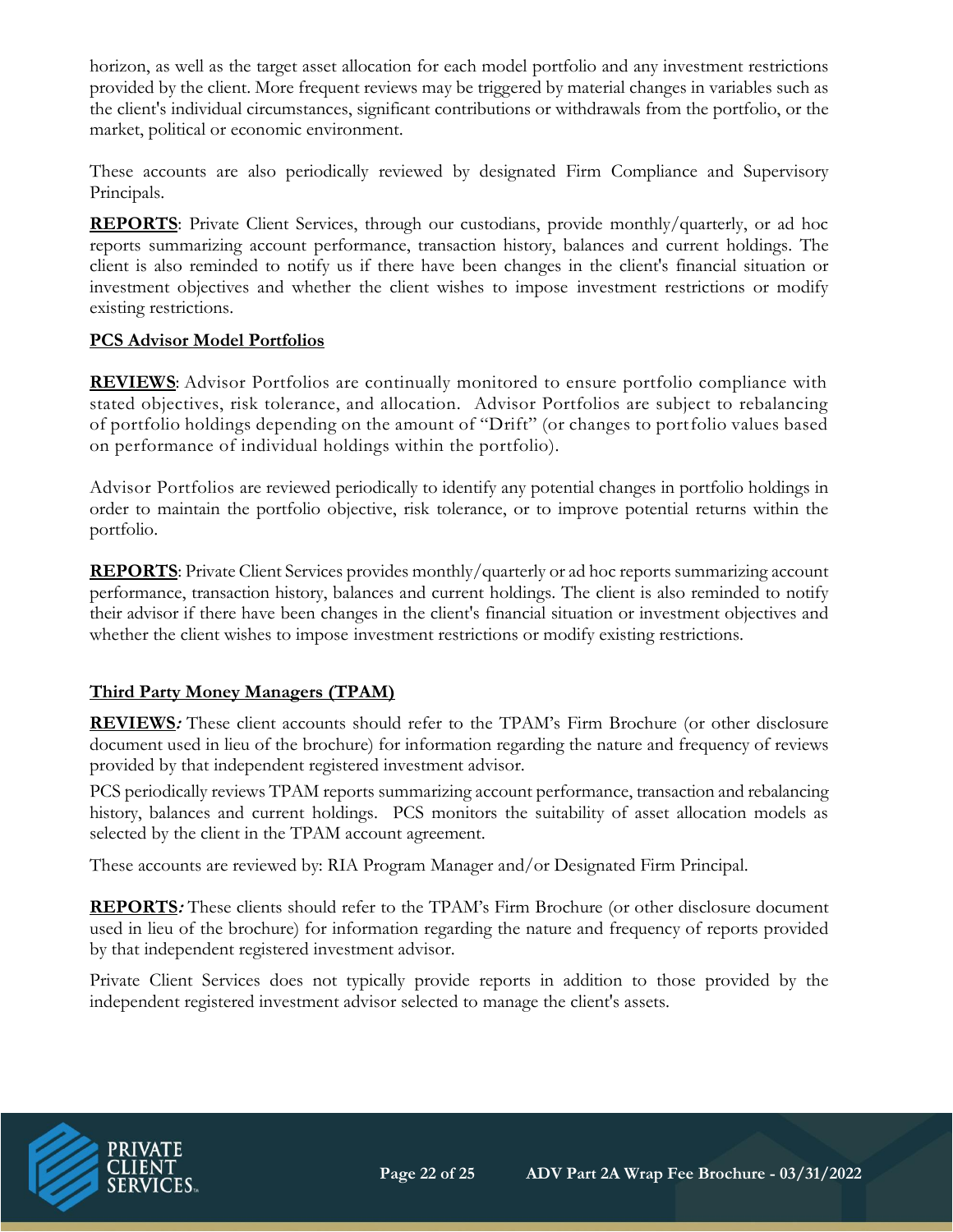horizon, as well as the target asset allocation for each model portfolio and any investment restrictions provided by the client. More frequent reviews may be triggered by material changes in variables such as the client's individual circumstances, significant contributions or withdrawals from the portfolio, or the market, political or economic environment.

These accounts are also periodically reviewed by designated Firm Compliance and Supervisory Principals.

**REPORTS**: Private Client Services, through our custodians, provide monthly/quarterly, or ad hoc reports summarizing account performance, transaction history, balances and current holdings. The client is also reminded to notify us if there have been changes in the client's financial situation or investment objectives and whether the client wishes to impose investment restrictions or modify existing restrictions.

**PCS Advisor Model Portfolios**

**REVIEWS**: Advisor Portfolios are continually monitored to ensure portfolio compliance with stated objectives, risk tolerance, and allocation. Advisor Portfolios are subject to rebalancing of portfolio holdings depending on the amount of "Drift" (or changes to portfolio values based on performance of individual holdings within the portfolio).

Advisor Portfolios are reviewed periodically to identify any potential changes in portfolio holdings in order to maintain the portfolio objective, risk tolerance, or to improve potential returns within the portfolio.

**REPORTS**: Private Client Services provides monthly/quarterly or ad hoc reports summarizing account performance, transaction history, balances and current holdings. The client is also reminded to notify their advisor if there have been changes in the client's financial situation or investment objectives and whether the client wishes to impose investment restrictions or modify existing restrictions.

**Third Party Money Managers (TPAM)**

**REVIEWS***:* These client accounts should refer to the TPAM's Firm Brochure (or other disclosure document used in lieu of the brochure) for information regarding the nature and frequency of reviews provided by that independent registered investment advisor.

PCS periodically reviews TPAM reports summarizing account performance, transaction and rebalancing history, balances and current holdings. PCS monitors the suitability of asset allocation models as selected by the client in the TPAM account agreement.

These accounts are reviewed by: RIA Program Manager and/or Designated Firm Principal.

**REPORTS***:* These clients should refer to the TPAM's Firm Brochure (or other disclosure document used in lieu of the brochure) for information regarding the nature and frequency of reports provided by that independent registered investment advisor.

Private Client Services does not typically provide reports in addition to those provided by the independent registered investment advisor selected to manage the client's assets.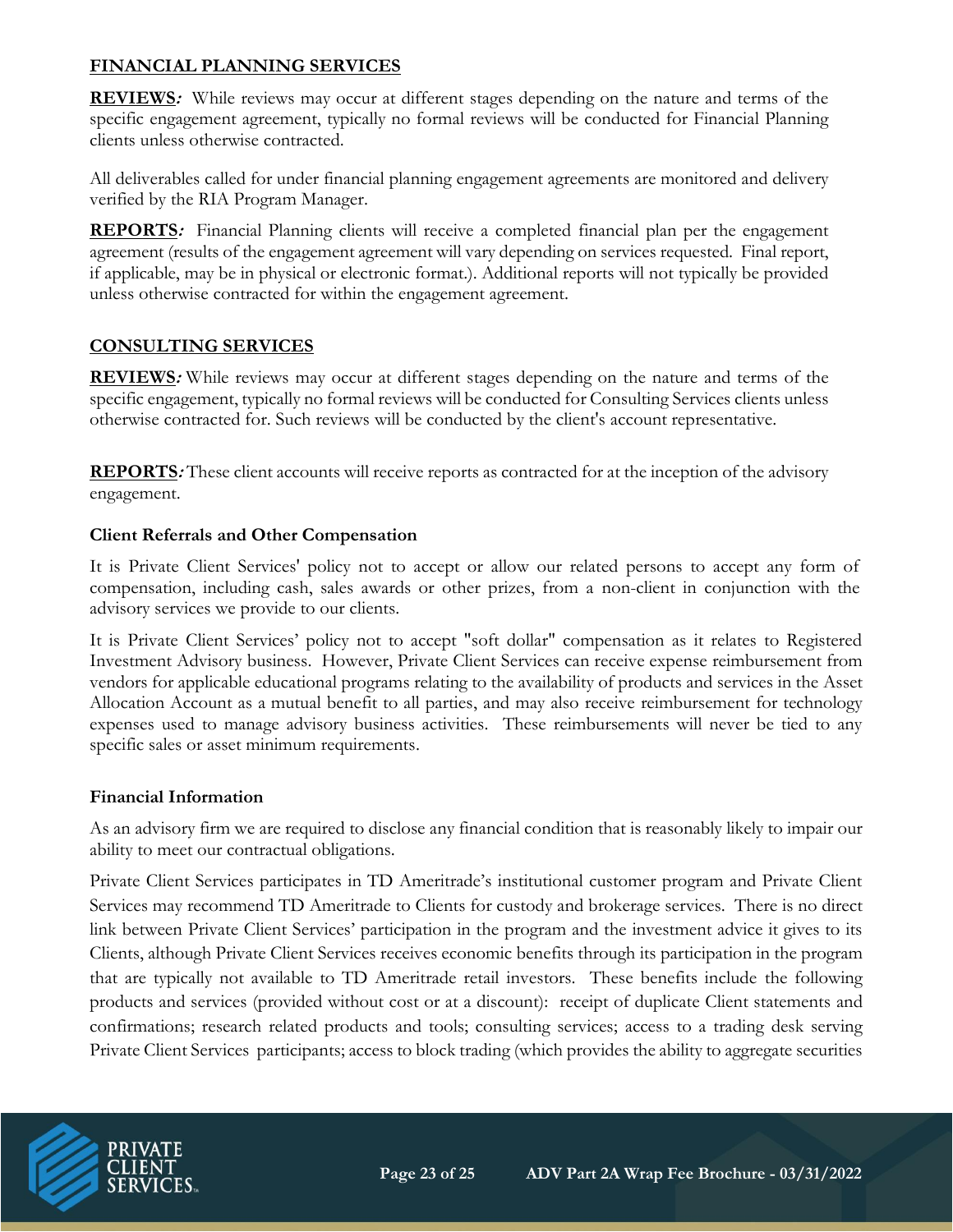## FINANCIAL PLANNING SERVICES

**REVIEWS:** While reviews may occur at different stages depending on the nature and terms of the specific engagement agreement, typically no formal reviews will be conducted for Financial Planning clients unless otherwise contracted.

All deliverables called for under financial planning engagement agreements are monitored and delivery verified by the RIA Program Manager.

**REPORTS:** Financial Planning clients will receive a completed financial plan per the engagement agreement (results of the engagement agreement will vary depending on services requested. Final report, if applicable, may be in physical or electronic format.). Additional reports will not typically be provided unless otherwise contracted for within the engagement agreement.

## CONSULTING SERVICES

**REVIEWS:** While reviews may occur at different stages depending on the nature and terms of the specific engagement, typically no formal reviews will be conducted for Consulting Services clients unless otherwise contracted for. Such reviews will be conducted by the client's account representative.

**REPORTS:** These client accounts will receive reports as contracted for at the inception of the advisory engagement.

### Client Referrals and Other Compensation

It is Private Client Services' policy not to accept or allow our related persons to accept any form of compensation, including cash, sales awards or other prizes, from a non-client in conjunction with the advisory services we provide to our clients.

It is Private Client Services' policy not to accept "soft dollar" compensation as it relates to Registered Investment Advisory business. However, Private Client Services can receive expense reimbursement from vendors for applicable educational programs relating to the availability of products and services in the Asset Allocation Account as a mutual benefit to all parties, and may also receive reimbursement for technology expenses used to manage advisory business activities. These reimbursements will never be tied to any specific sales or asset minimum requirements.

### Financial Information

As an advisory firm we are required to disclose any financial condition that is reasonably likely to impair our ability to meet our contractual obligations.

Private Client Services participates in TD Ameritrade's institutional customer program and Private Client Services may recommend TD Ameritrade to Clients for custody and brokerage services. There is no direct link between Private Client Services' participation in the program and the investment advice it gives to its Clients, although Private Client Services receives economic benefits through its participation in the program that are typically not available to TD Ameritrade retail investors. These benefits include the following products and services (provided without cost or at a discount): receipt of duplicate Client statements and confirmations; research related products and tools; consulting services; access to a trading desk serving Private Client Services participants; access to block trading (which provides the ability to aggregate securities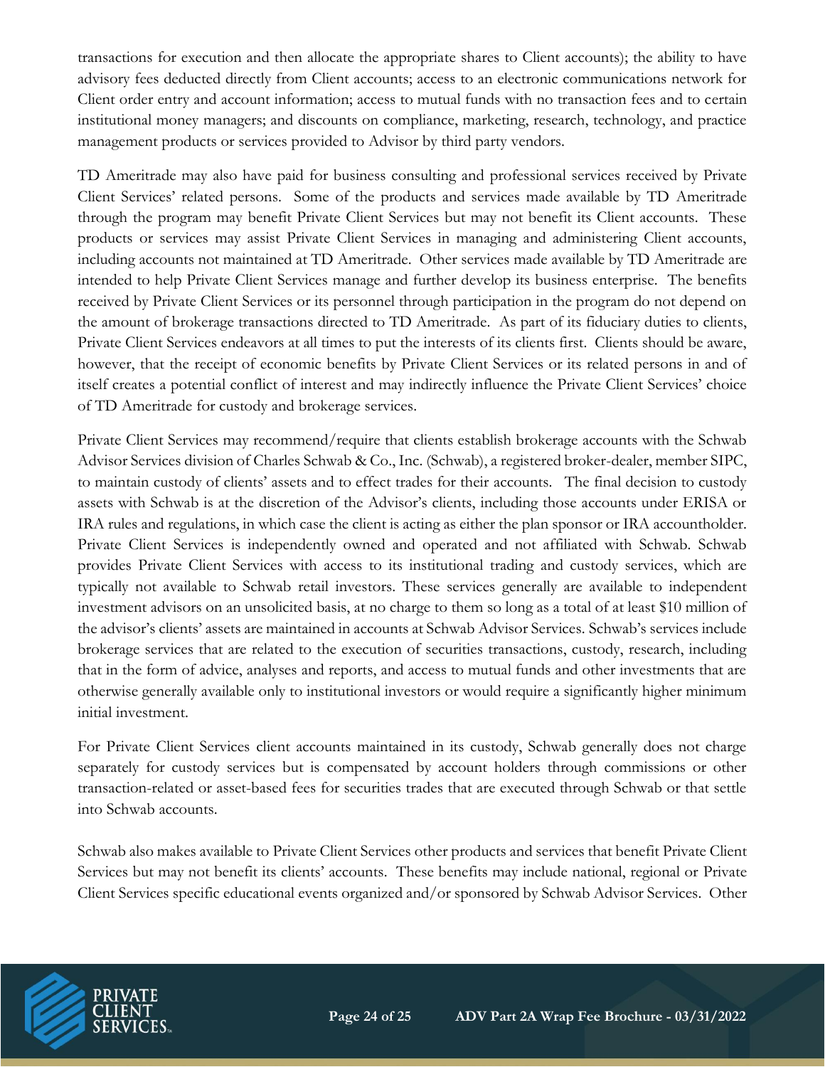transactions for execution and then allocate the appropriate shares to Client accounts); the ability to have advisory fees deducted directly from Client accounts; access to an electronic communications network for Client order entry and account information; access to mutual funds with no transaction fees and to certain institutional money managers; and discounts on compliance, marketing, research, technology, and practice management products or services provided to Advisor by third party vendors.

TD Ameritrade may also have paid for business consulting and professional services received by Private Client Services' related persons. Some of the products and services made available by TD Ameritrade through the program may benefit Private Client Services but may not benefit its Client accounts. These products or services may assist Private Client Services in managing and administering Client accounts, including accounts not maintained at TD Ameritrade. Other services made available by TD Ameritrade are intended to help Private Client Services manage and further develop its business enterprise. The benefits received by Private Client Services or its personnel through participation in the program do not depend on the amount of brokerage transactions directed to TD Ameritrade. As part of its fiduciary duties to clients, Private Client Services endeavors at all times to put the interests of its clients first. Clients should be aware, however, that the receipt of economic benefits by Private Client Services or its related persons in and of itself creates a potential conflict of interest and may indirectly influence the Private Client Services' choice of TD Ameritrade for custody and brokerage services.

Private Client Services may recommend/require that clients establish brokerage accounts with the Schwab Advisor Services division of Charles Schwab & Co., Inc. (Schwab), a registered broker-dealer, member SIPC, to maintain custody of clients' assets and to effect trades for their accounts. The final decision to custody assets with Schwab is at the discretion of the Advisor's clients, including those accounts under ERISA or IRA rules and regulations, in which case the client is acting as either the plan sponsor or IRA accountholder. Private Client Services is independently owned and operated and not affiliated with Schwab. Schwab provides Private Client Services with access to its institutional trading and custody services, which are typically not available to Schwab retail investors. These services generally are available to independent investment advisors on an unsolicited basis, at no charge to them so long as a total of at least $10 million of the advisor's clients' assets are maintained in accounts at Schwab Advisor Services. Schwab's services include brokerage services that are related to the execution of securities transactions, custody, research, including that in the form of advice, analyses and reports, and access to mutual funds and other investments that are otherwise generally available only to institutional investors or would require a significantly higher minimum initial investment.

For Private Client Services client accounts maintained in its custody, Schwab generally does not charge separately for custody services but is compensated by account holders through commissions or other transaction-related or asset-based fees for securities trades that are executed through Schwab or that settle into Schwab accounts.

Schwab also makes available to Private Client Services other products and services that benefit Private Client Services but may not benefit its clients' accounts. These benefits may include national, regional or Private Client Services specific educational events organized and/or sponsored by Schwab Advisor Services. Other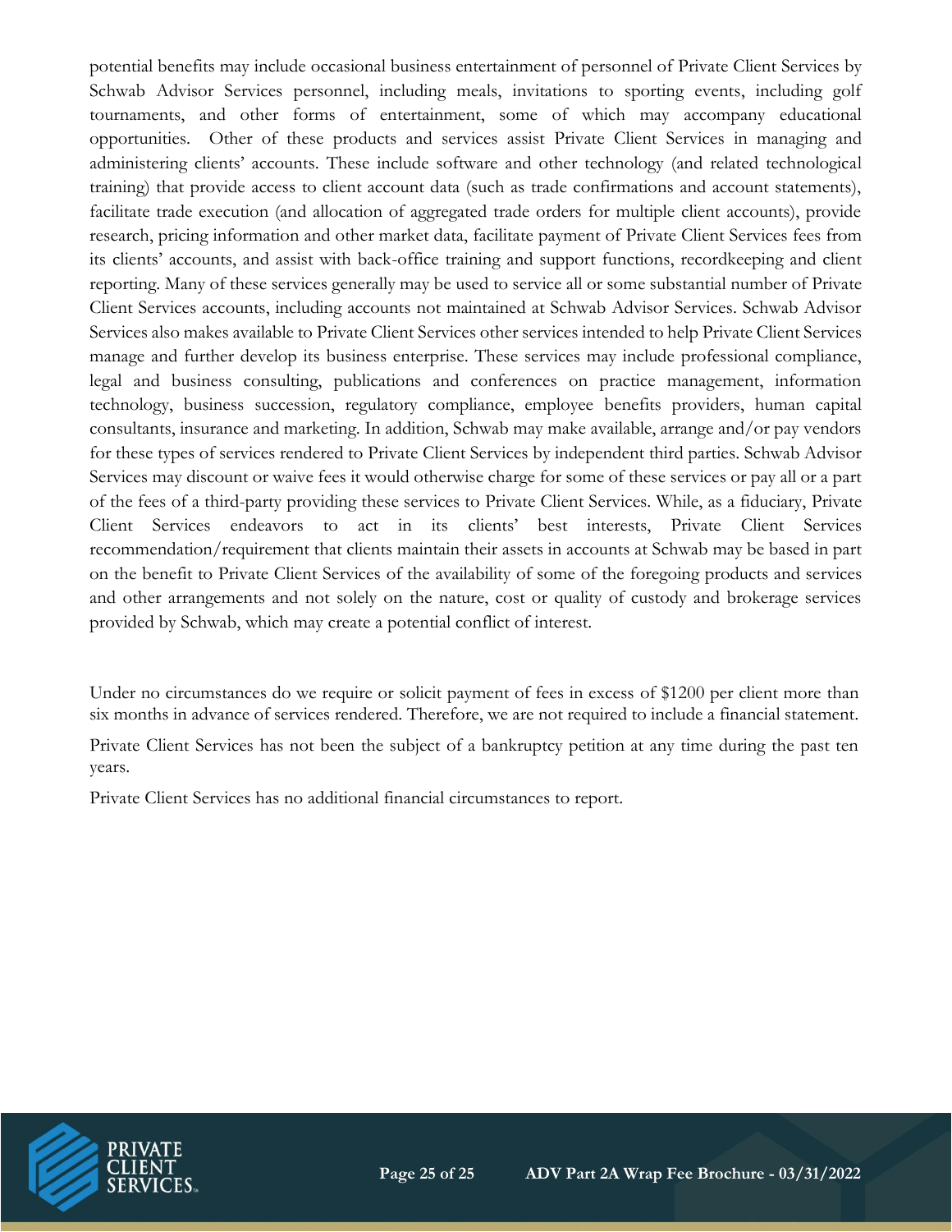potential benefits may include occasional business entertainment of personnel of Private Client Services by Schwab Advisor Services personnel, including meals, invitations to sporting events, including golf tournaments, and other forms of entertainment, some of which may accompany educational opportunities. Other of these products and services assist Private Client Services in managing and administering clients' accounts. These include software and other technology (and related technological training) that provide access to client account data (such as trade confirmations and account statements), facilitate trade execution (and allocation of aggregated trade orders for multiple client accounts), provide research, pricing information and other market data, facilitate payment of Private Client Services fees from its clients' accounts, and assist with back-office training and support functions, recordkeeping and client reporting. Many of these services generally may be used to service all or some substantial number of Private Client Services accounts, including accounts not maintained at Schwab Advisor Services. Schwab Advisor Services also makes available to Private Client Services other services intended to help Private Client Services manage and further develop its business enterprise. These services may include professional compliance, legal and business consulting, publications and conferences on practice management, information technology, business succession, regulatory compliance, employee benefits providers, human capital consultants, insurance and marketing. In addition, Schwab may make available, arrange and/or pay vendors for these types of services rendered to Private Client Services by independent third parties. Schwab Advisor Services may discount or waive fees it would otherwise charge for some of these services or pay all or a part of the fees of a third-party providing these services to Private Client Services. While, as a fiduciary, Private Client Services endeavors to act in its clients' best interests, Private Client Services recommendation/requirement that clients maintain their assets in accounts at Schwab may be based in part on the benefit to Private Client Services of the availability of some of the foregoing products and services and other arrangements and not solely on the nature, cost or quality of custody and brokerage services provided by Schwab, which may create a potential conflict of interest.

Under no circumstances do we require or solicit payment of fees in excess of $1200 per client more than six months in advance of services rendered. Therefore, we are not required to include a financial statement.

Private Client Services has not been the subject of a bankruptcy petition at any time during the past ten years.

Private Client Services has no additional financial circumstances to report.